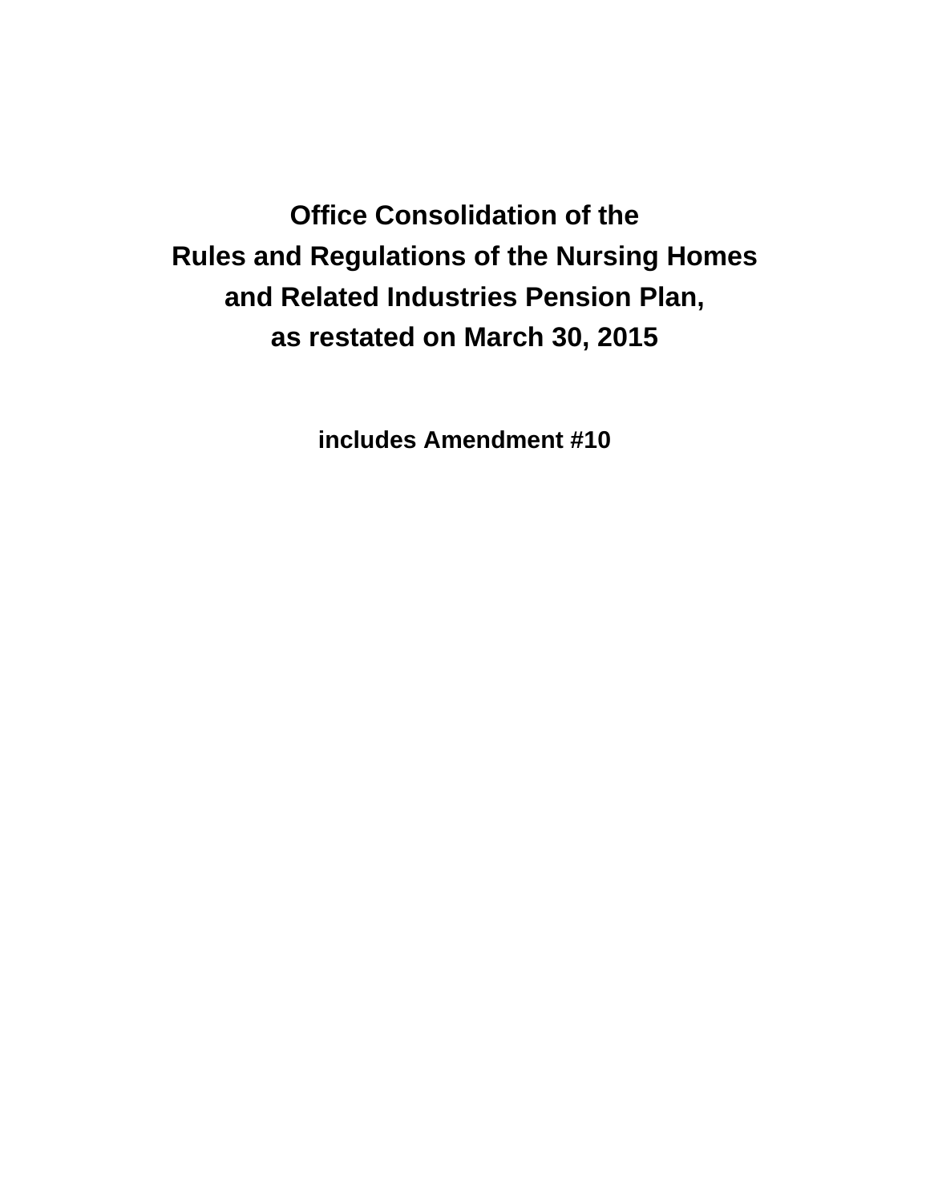# Office Consolidation of the Rules and Regulations of the Nursing Homes and Related Industries Pension Plan, as restated on March 30, 2015

**includes Amendment #10**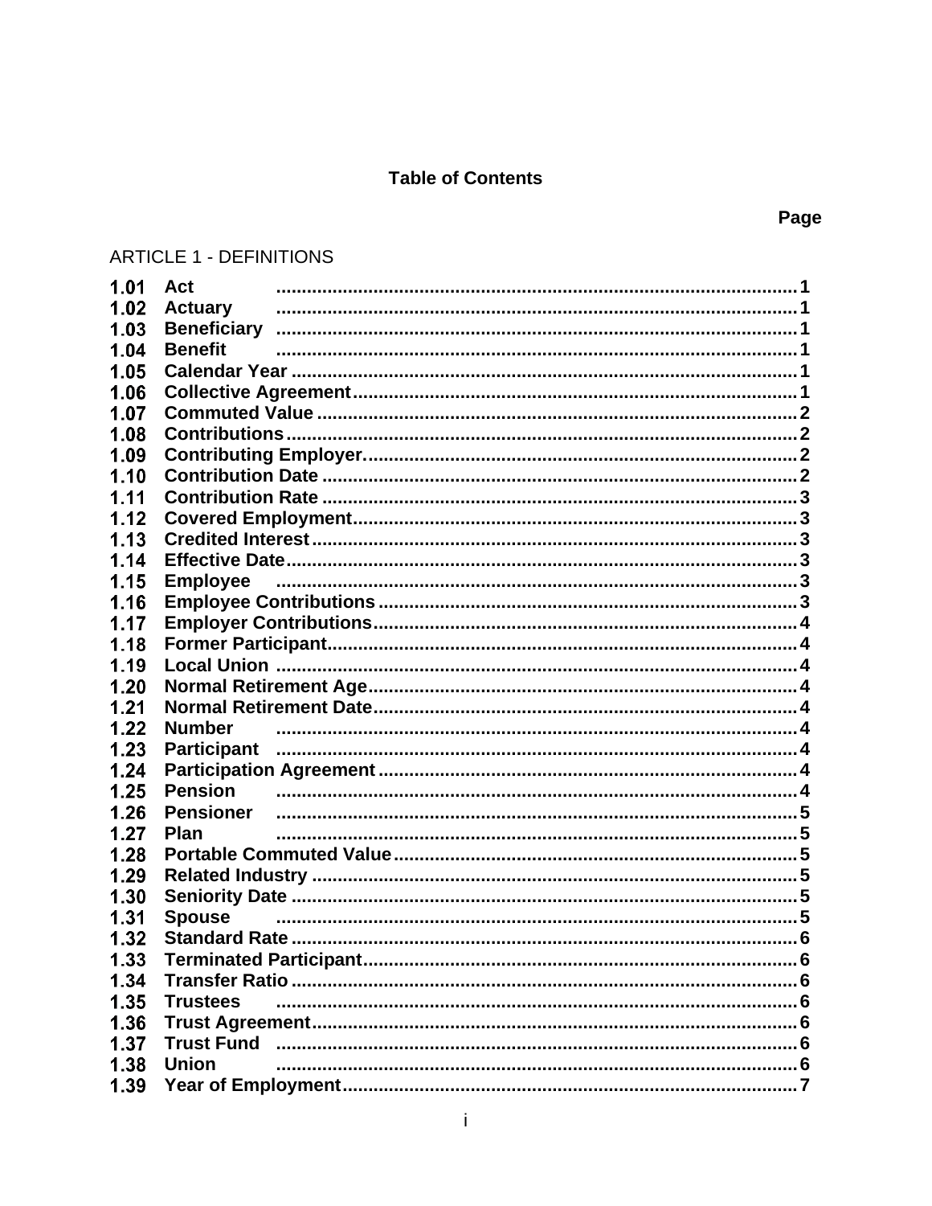# Table of Contents

**Page**

ARTICLE 1 - DEFINITIONS

| | | |
|---|---|---|
| 1.01 | **Act** | **1** |
| 1.02 | **Actuary** | **1** |
| 1.03 | **Beneficiary** | **1** |
| 1.04 | **Benefit** | **1** |
| 1.05 | **Calendar Year** | **1** |
| 1.06 | **Collective Agreement** | **1** |
| 1.07 | **Commuted Value** | **2** |
| 1.08 | **Contributions** | **2** |
| 1.09 | **Contributing Employer.** | **2** |
| 1.10 | **Contribution Date** | **2** |
| 1.11 | **Contribution Rate** | **3** |
| 1.12 | **Covered Employment** | **3** |
| 1.13 | **Credited Interest** | **3** |
| 1.14 | **Effective Date** | **3** |
| 1.15 | **Employee** | **3** |
| 1.16 | **Employee Contributions** | **3** |
| 1.17 | **Employer Contributions** | **4** |
| 1.18 | **Former Participant** | **4** |
| 1.19 | **Local Union** | **4** |
| 1.20 | **Normal Retirement Age** | **4** |
| 1.21 | **Normal Retirement Date** | **4** |
| 1.22 | **Number** | **4** |
| 1.23 | **Participant** | **4** |
| 1.24 | **Participation Agreement** | **4** |
| 1.25 | **Pension** | **4** |
| 1.26 | **Pensioner** | **5** |
| 1.27 | **Plan** | **5** |
| 1.28 | **Portable Commuted Value** | **5** |
| 1.29 | **Related Industry** | **5** |
| 1.30 | **Seniority Date** | **5** |
| 1.31 | **Spouse** | **5** |
| 1.32 | **Standard Rate** | **6** |
| 1.33 | **Terminated Participant** | **6** |
| 1.34 | **Transfer Ratio** | **6** |
| 1.35 | **Trustees** | **6** |
| 1.36 | **Trust Agreement** | **6** |
| 1.37 | **Trust Fund** | **6** |
| 1.38 | **Union** | **6** |
| 1.39 | **Year of Employment** | **7** |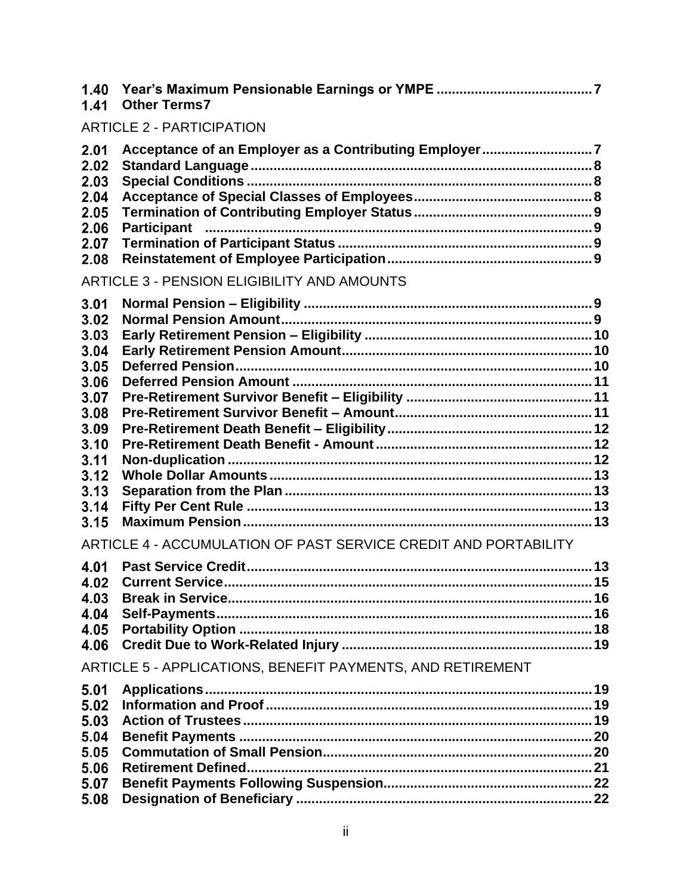**1.40 Year's Maximum Pensionable Earnings or YMPE .......................................7**
**1.41 Other Terms7**

ARTICLE 2 - PARTICIPATION

**2.01 Acceptance of an Employer as a Contributing Employer............................7**
**2.02 Standard Language........................................................................................8**
**2.03 Special Conditions .........................................................................................8**
**2.04 Acceptance of Special Classes of Employees..............................................8**
**2.05 Termination of Contributing Employer Status..............................................9**
**2.06 Participant ......................................................................................................9**
**2.07 Termination of Participant Status .................................................................9**
**2.08 Reinstatement of Employee Participation....................................................9**

ARTICLE 3 - PENSION ELIGIBILITY AND AMOUNTS

**3.01 Normal Pension – Eligibility ..........................................................................9**
**3.02 Normal Pension Amount................................................................................9**
**3.03 Early Retirement Pension – Eligibility ..........................................................10**
**3.04 Early Retirement Pension Amount................................................................10**
**3.05 Deferred Pension............................................................................................10**
**3.06 Deferred Pension Amount .............................................................................11**
**3.07 Pre-Retirement Survivor Benefit – Eligibility ................................................11**
**3.08 Pre-Retirement Survivor Benefit – Amount...................................................11**
**3.09 Pre-Retirement Death Benefit – Eligibility.....................................................12**
**3.10 Pre-Retirement Death Benefit - Amount........................................................12**
**3.11 Non-duplication ..............................................................................................12**
**3.12 Whole Dollar Amounts...................................................................................13**
**3.13 Separation from the Plan ...............................................................................13**
**3.14 Fifty Per Cent Rule .........................................................................................13**
**3.15 Maximum Pension..........................................................................................13**

ARTICLE 4 - ACCUMULATION OF PAST SERVICE CREDIT AND PORTABILITY

**4.01 Past Service Credit.........................................................................................13**
**4.02 Current Service...............................................................................................15**
**4.03 Break in Service..............................................................................................16**
**4.04 Self-Payments.................................................................................................16**
**4.05 Portability Option ...........................................................................................18**
**4.06 Credit Due to Work-Related Injury ................................................................19**

ARTICLE 5 - APPLICATIONS, BENEFIT PAYMENTS, AND RETIREMENT

**5.01 Applications....................................................................................................19**
**5.02 Information and Proof ....................................................................................19**
**5.03 Action of Trustees ..........................................................................................19**
**5.04 Benefit Payments ...........................................................................................20**
**5.05 Commutation of Small Pension.....................................................................20**
**5.06 Retirement Defined........................................................................................21**
**5.07 Benefit Payments Following Suspension.....................................................22**
**5.08 Designation of Beneficiary ............................................................................22**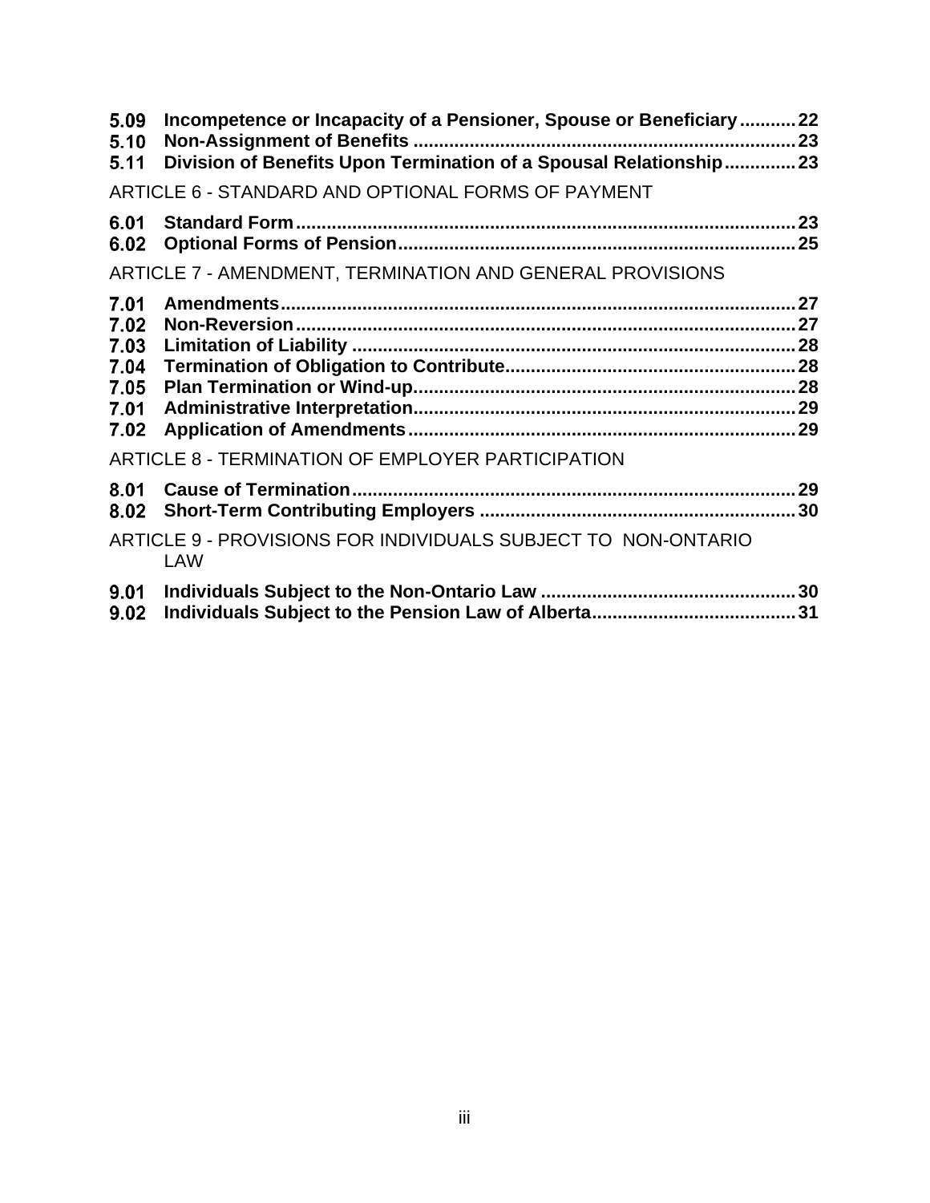**5.09 Incompetence or Incapacity of a Pensioner, Spouse or Beneficiary...........22**
**5.10 Non-Assignment of Benefits ..........................................................................23**
**5.11 Division of Benefits Upon Termination of a Spousal Relationship.............23**

ARTICLE 6 - STANDARD AND OPTIONAL FORMS OF PAYMENT

**6.01 Standard Form.................................................................................................23**
**6.02 Optional Forms of Pension.............................................................................25**

ARTICLE 7 - AMENDMENT, TERMINATION AND GENERAL PROVISIONS

**7.01 Amendments...................................................................................................27**
**7.02 Non-Reversion................................................................................................27**
**7.03 Limitation of Liability ......................................................................................28**
**7.04 Termination of Obligation to Contribute........................................................28**
**7.05 Plan Termination or Wind-up..........................................................................28**
**7.01 Administrative Interpretation..........................................................................29**
**7.02 Application of Amendments...........................................................................29**

ARTICLE 8 - TERMINATION OF EMPLOYER PARTICIPATION

**8.01 Cause of Termination......................................................................................29**
**8.02 Short-Term Contributing Employers .............................................................30**

ARTICLE 9 - PROVISIONS FOR INDIVIDUALS SUBJECT TO NON-ONTARIO LAW

**9.01 Individuals Subject to the Non-Ontario Law .................................................30**
**9.02 Individuals Subject to the Pension Law of Alberta........................................31**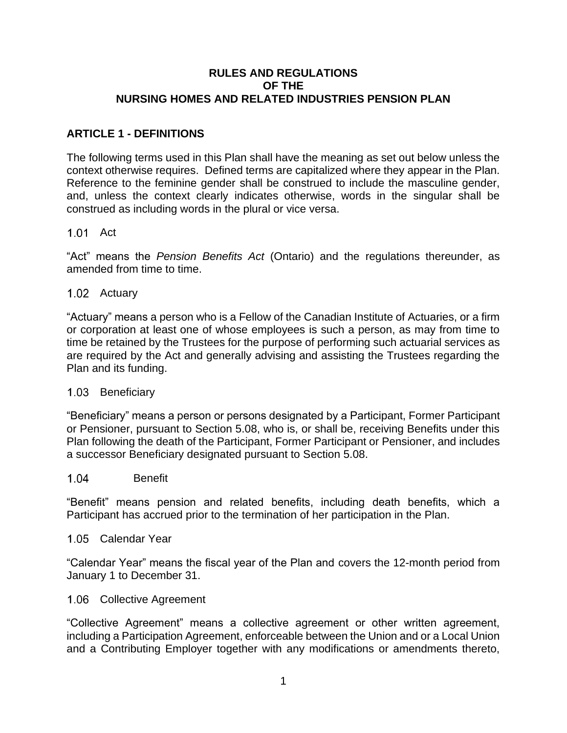# RULES AND REGULATIONS OF THE NURSING HOMES AND RELATED INDUSTRIES PENSION PLAN

## ARTICLE 1 - DEFINITIONS

The following terms used in this Plan shall have the meaning as set out below unless the context otherwise requires. Defined terms are capitalized where they appear in the Plan. Reference to the feminine gender shall be construed to include the masculine gender, and, unless the context clearly indicates otherwise, words in the singular shall be construed as including words in the plural or vice versa.

### 1.01 Act

"Act" means the *Pension Benefits Act* (Ontario) and the regulations thereunder, as amended from time to time.

### 1.02 Actuary

"Actuary" means a person who is a Fellow of the Canadian Institute of Actuaries, or a firm or corporation at least one of whose employees is such a person, as may from time to time be retained by the Trustees for the purpose of performing such actuarial services as are required by the Act and generally advising and assisting the Trustees regarding the Plan and its funding.

### 1.03 Beneficiary

"Beneficiary" means a person or persons designated by a Participant, Former Participant or Pensioner, pursuant to Section 5.08, who is, or shall be, receiving Benefits under this Plan following the death of the Participant, Former Participant or Pensioner, and includes a successor Beneficiary designated pursuant to Section 5.08.

### 1.04 Benefit

"Benefit" means pension and related benefits, including death benefits, which a Participant has accrued prior to the termination of her participation in the Plan.

### 1.05 Calendar Year

"Calendar Year" means the fiscal year of the Plan and covers the 12-month period from January 1 to December 31.

### 1.06 Collective Agreement

"Collective Agreement" means a collective agreement or other written agreement, including a Participation Agreement, enforceable between the Union and or a Local Union and a Contributing Employer together with any modifications or amendments thereto,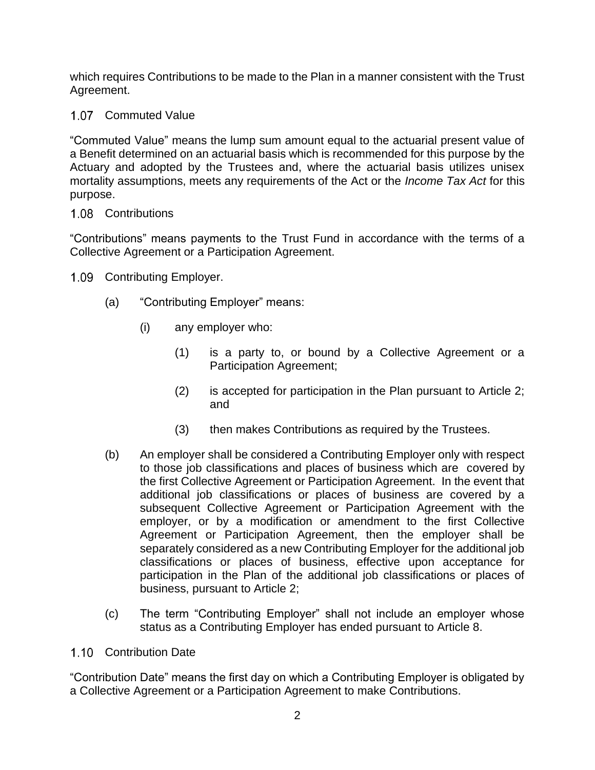which requires Contributions to be made to the Plan in a manner consistent with the Trust Agreement.

### 1.07 Commuted Value

"Commuted Value" means the lump sum amount equal to the actuarial present value of a Benefit determined on an actuarial basis which is recommended for this purpose by the Actuary and adopted by the Trustees and, where the actuarial basis utilizes unisex mortality assumptions, meets any requirements of the Act or the *Income Tax Act* for this purpose.

### 1.08 Contributions

"Contributions" means payments to the Trust Fund in accordance with the terms of a Collective Agreement or a Participation Agreement.

### 1.09 Contributing Employer.

(a) "Contributing Employer" means:

  (i) any employer who:

    (1) is a party to, or bound by a Collective Agreement or a Participation Agreement;

    (2) is accepted for participation in the Plan pursuant to Article 2; and

    (3) then makes Contributions as required by the Trustees.

(b) An employer shall be considered a Contributing Employer only with respect to those job classifications and places of business which are covered by the first Collective Agreement or Participation Agreement. In the event that additional job classifications or places of business are covered by a subsequent Collective Agreement or Participation Agreement with the employer, or by a modification or amendment to the first Collective Agreement or Participation Agreement, then the employer shall be separately considered as a new Contributing Employer for the additional job classifications or places of business, effective upon acceptance for participation in the Plan of the additional job classifications or places of business, pursuant to Article 2;

(c) The term "Contributing Employer" shall not include an employer whose status as a Contributing Employer has ended pursuant to Article 8.

### 1.10 Contribution Date

"Contribution Date" means the first day on which a Contributing Employer is obligated by a Collective Agreement or a Participation Agreement to make Contributions.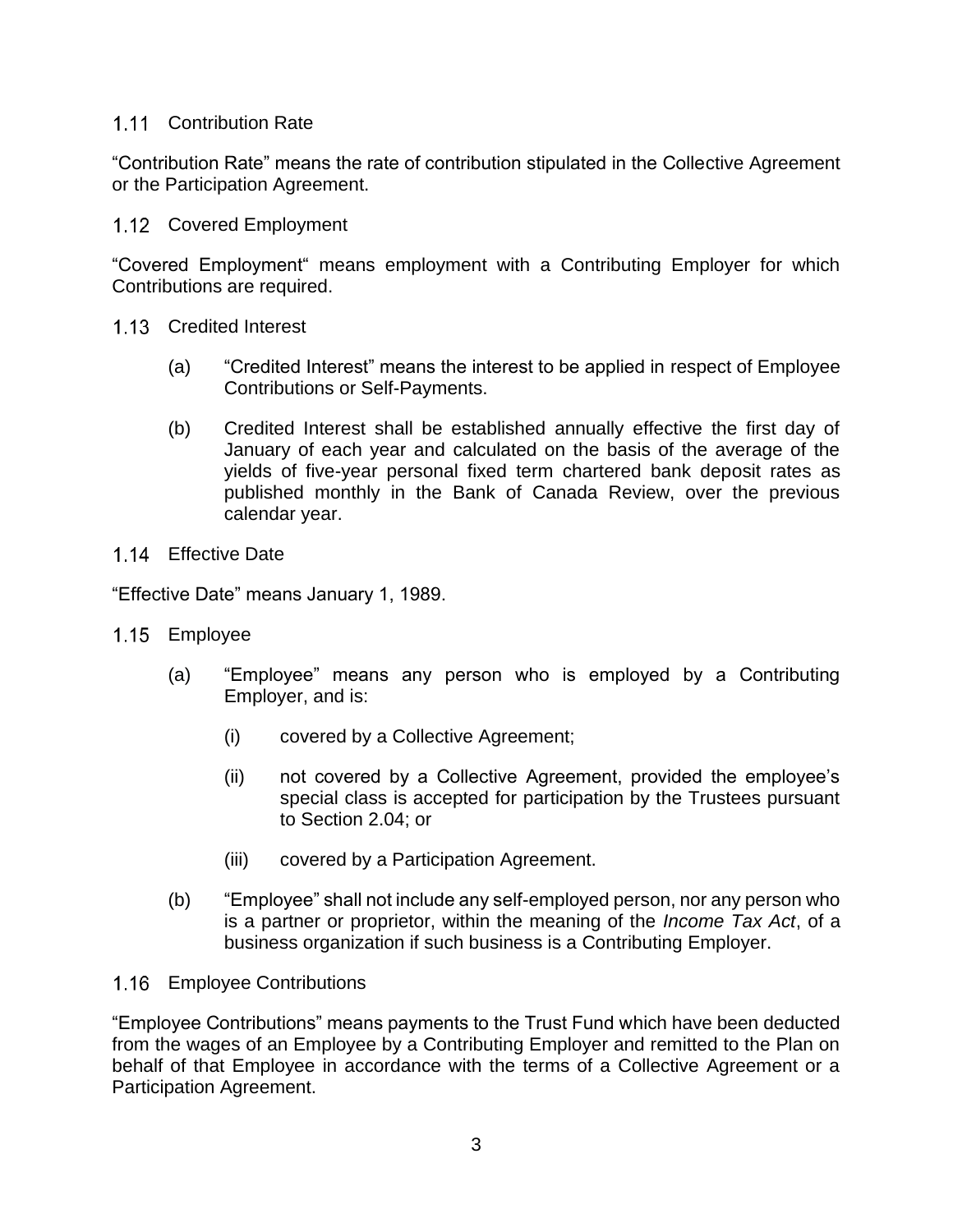### 1.11 Contribution Rate

"Contribution Rate" means the rate of contribution stipulated in the Collective Agreement or the Participation Agreement.

### 1.12 Covered Employment

"Covered Employment" means employment with a Contributing Employer for which Contributions are required.

### 1.13 Credited Interest

(a) "Credited Interest" means the interest to be applied in respect of Employee Contributions or Self-Payments.

(b) Credited Interest shall be established annually effective the first day of January of each year and calculated on the basis of the average of the yields of five-year personal fixed term chartered bank deposit rates as published monthly in the Bank of Canada Review, over the previous calendar year.

### 1.14 Effective Date

"Effective Date" means January 1, 1989.

### 1.15 Employee

(a) "Employee" means any person who is employed by a Contributing Employer, and is:

(i) covered by a Collective Agreement;

(ii) not covered by a Collective Agreement, provided the employee's special class is accepted for participation by the Trustees pursuant to Section 2.04; or

(iii) covered by a Participation Agreement.

(b) "Employee" shall not include any self-employed person, nor any person who is a partner or proprietor, within the meaning of the *Income Tax Act*, of a business organization if such business is a Contributing Employer.

### 1.16 Employee Contributions

"Employee Contributions" means payments to the Trust Fund which have been deducted from the wages of an Employee by a Contributing Employer and remitted to the Plan on behalf of that Employee in accordance with the terms of a Collective Agreement or a Participation Agreement.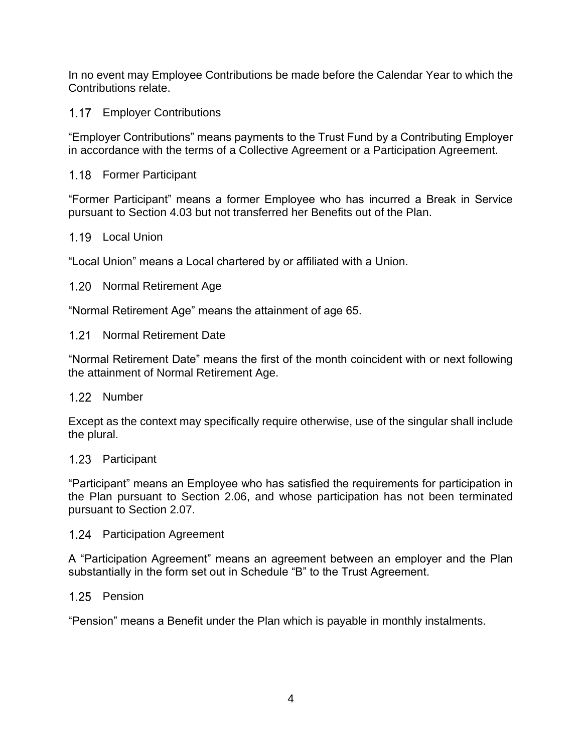In no event may Employee Contributions be made before the Calendar Year to which the Contributions relate.

### 1.17 Employer Contributions

"Employer Contributions" means payments to the Trust Fund by a Contributing Employer in accordance with the terms of a Collective Agreement or a Participation Agreement.

### 1.18 Former Participant

"Former Participant" means a former Employee who has incurred a Break in Service pursuant to Section 4.03 but not transferred her Benefits out of the Plan.

### 1.19 Local Union

"Local Union" means a Local chartered by or affiliated with a Union.

### 1.20 Normal Retirement Age

"Normal Retirement Age" means the attainment of age 65.

### 1.21 Normal Retirement Date

"Normal Retirement Date" means the first of the month coincident with or next following the attainment of Normal Retirement Age.

### 1.22 Number

Except as the context may specifically require otherwise, use of the singular shall include the plural.

### 1.23 Participant

"Participant" means an Employee who has satisfied the requirements for participation in the Plan pursuant to Section 2.06, and whose participation has not been terminated pursuant to Section 2.07.

### 1.24 Participation Agreement

A "Participation Agreement" means an agreement between an employer and the Plan substantially in the form set out in Schedule "B" to the Trust Agreement.

### 1.25 Pension

"Pension" means a Benefit under the Plan which is payable in monthly instalments.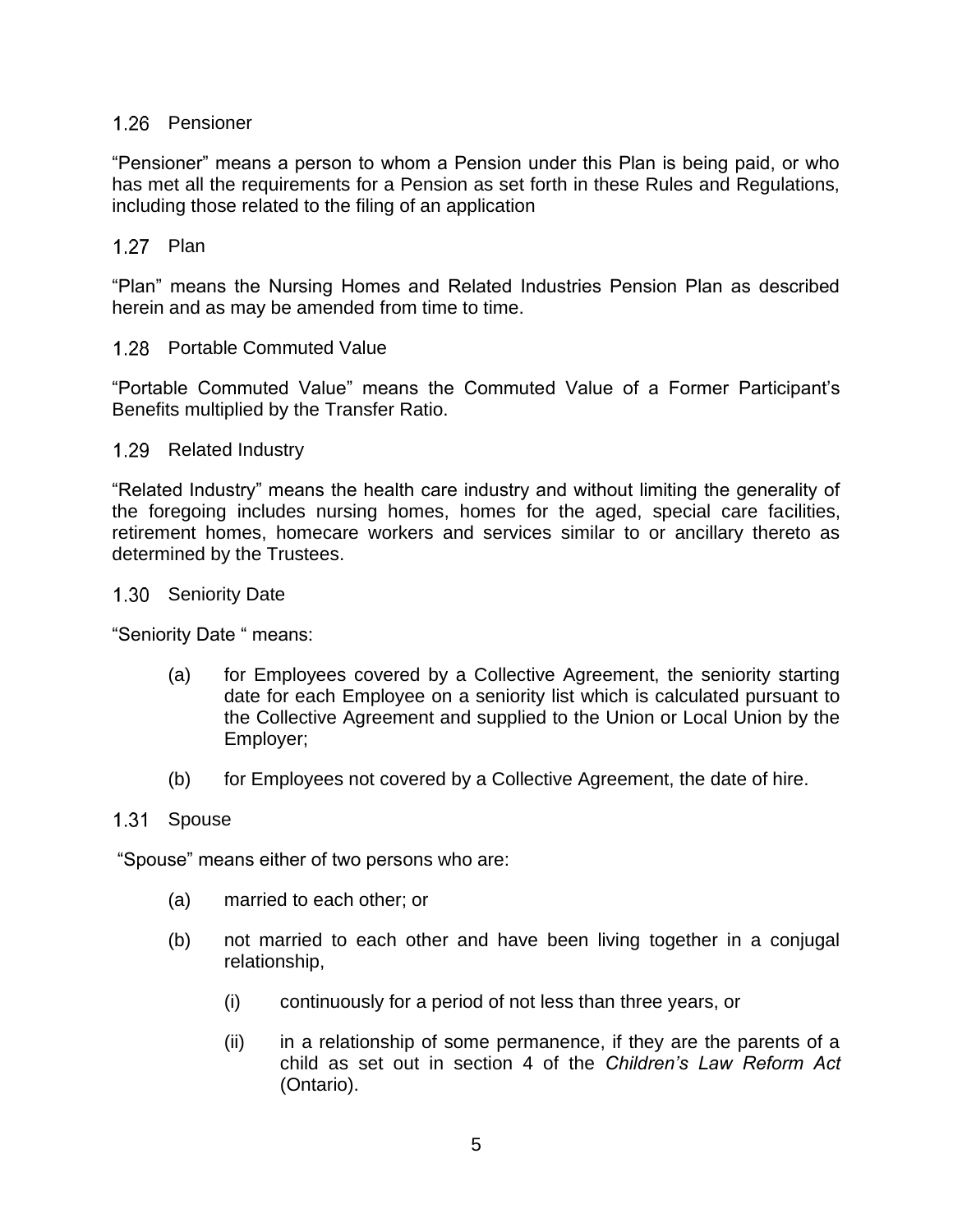### 1.26 Pensioner

"Pensioner" means a person to whom a Pension under this Plan is being paid, or who has met all the requirements for a Pension as set forth in these Rules and Regulations, including those related to the filing of an application

### 1.27 Plan

"Plan" means the Nursing Homes and Related Industries Pension Plan as described herein and as may be amended from time to time.

### 1.28 Portable Commuted Value

"Portable Commuted Value" means the Commuted Value of a Former Participant's Benefits multiplied by the Transfer Ratio.

### 1.29 Related Industry

"Related Industry" means the health care industry and without limiting the generality of the foregoing includes nursing homes, homes for the aged, special care facilities, retirement homes, homecare workers and services similar to or ancillary thereto as determined by the Trustees.

### 1.30 Seniority Date

"Seniority Date " means:

- (a) for Employees covered by a Collective Agreement, the seniority starting date for each Employee on a seniority list which is calculated pursuant to the Collective Agreement and supplied to the Union or Local Union by the Employer;
- (b) for Employees not covered by a Collective Agreement, the date of hire.

### 1.31 Spouse

"Spouse" means either of two persons who are:

- (a) married to each other; or
- (b) not married to each other and have been living together in a conjugal relationship,
  - (i) continuously for a period of not less than three years, or
  - (ii) in a relationship of some permanence, if they are the parents of a child as set out in section 4 of the *Children's Law Reform Act* (Ontario).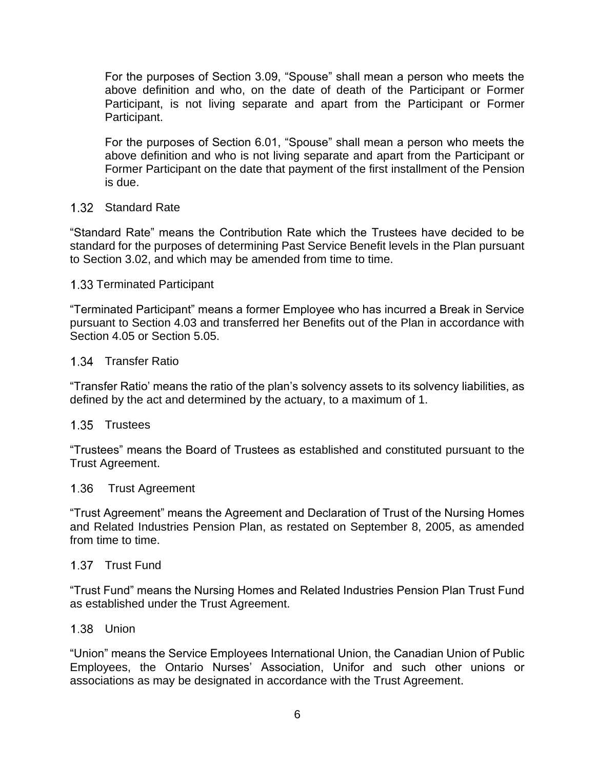For the purposes of Section 3.09, "Spouse" shall mean a person who meets the above definition and who, on the date of death of the Participant or Former Participant, is not living separate and apart from the Participant or Former Participant.

For the purposes of Section 6.01, "Spouse" shall mean a person who meets the above definition and who is not living separate and apart from the Participant or Former Participant on the date that payment of the first installment of the Pension is due.

### 1.32 Standard Rate

"Standard Rate" means the Contribution Rate which the Trustees have decided to be standard for the purposes of determining Past Service Benefit levels in the Plan pursuant to Section 3.02, and which may be amended from time to time.

### 1.33 Terminated Participant

"Terminated Participant" means a former Employee who has incurred a Break in Service pursuant to Section 4.03 and transferred her Benefits out of the Plan in accordance with Section 4.05 or Section 5.05.

### 1.34 Transfer Ratio

"Transfer Ratio' means the ratio of the plan's solvency assets to its solvency liabilities, as defined by the act and determined by the actuary, to a maximum of 1.

### 1.35 Trustees

"Trustees" means the Board of Trustees as established and constituted pursuant to the Trust Agreement.

### 1.36 Trust Agreement

"Trust Agreement" means the Agreement and Declaration of Trust of the Nursing Homes and Related Industries Pension Plan, as restated on September 8, 2005, as amended from time to time.

### 1.37 Trust Fund

"Trust Fund" means the Nursing Homes and Related Industries Pension Plan Trust Fund as established under the Trust Agreement.

### 1.38 Union

"Union" means the Service Employees International Union, the Canadian Union of Public Employees, the Ontario Nurses' Association, Unifor and such other unions or associations as may be designated in accordance with the Trust Agreement.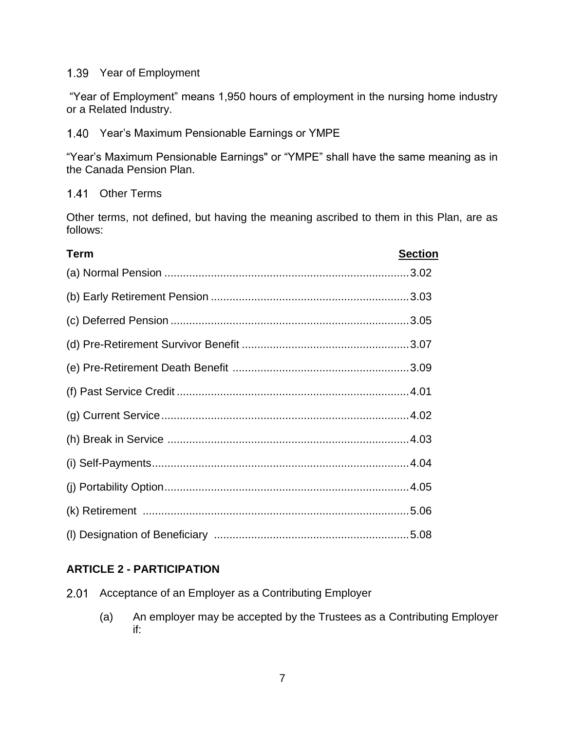### 1.39 Year of Employment

"Year of Employment" means 1,950 hours of employment in the nursing home industry or a Related Industry.

### 1.40 Year's Maximum Pensionable Earnings or YMPE

"Year's Maximum Pensionable Earnings" or "YMPE" shall have the same meaning as in the Canada Pension Plan.

### 1.41 Other Terms

Other terms, not defined, but having the meaning ascribed to them in this Plan, are as follows:

| Term | Section |
|---|---|
| (a) Normal Pension | 3.02 |
| (b) Early Retirement Pension | 3.03 |
| (c) Deferred Pension | 3.05 |
| (d) Pre-Retirement Survivor Benefit | 3.07 |
| (e) Pre-Retirement Death Benefit | 3.09 |
| (f) Past Service Credit | 4.01 |
| (g) Current Service | 4.02 |
| (h) Break in Service | 4.03 |
| (i) Self-Payments | 4.04 |
| (j) Portability Option | 4.05 |
| (k) Retirement | 5.06 |
| (l) Designation of Beneficiary | 5.08 |

## ARTICLE 2 - PARTICIPATION

### 2.01 Acceptance of an Employer as a Contributing Employer

(a) An employer may be accepted by the Trustees as a Contributing Employer if: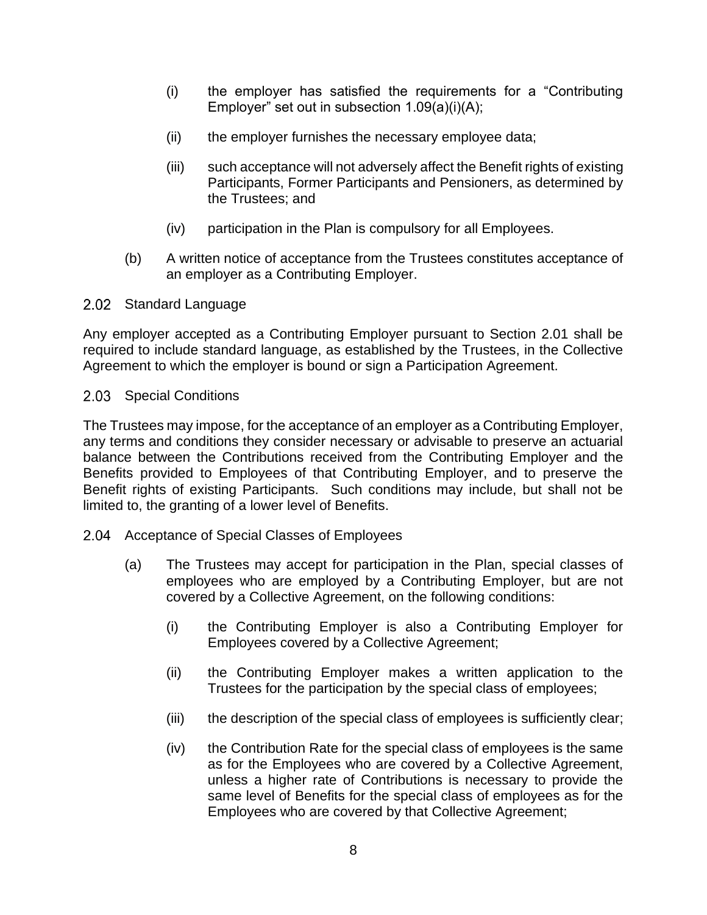- (i) the employer has satisfied the requirements for a "Contributing Employer" set out in subsection 1.09(a)(i)(A);
- (ii) the employer furnishes the necessary employee data;
- (iii) such acceptance will not adversely affect the Benefit rights of existing Participants, Former Participants and Pensioners, as determined by the Trustees; and
- (iv) participation in the Plan is compulsory for all Employees.

(b) A written notice of acceptance from the Trustees constitutes acceptance of an employer as a Contributing Employer.

## 2.02 Standard Language

Any employer accepted as a Contributing Employer pursuant to Section 2.01 shall be required to include standard language, as established by the Trustees, in the Collective Agreement to which the employer is bound or sign a Participation Agreement.

## 2.03 Special Conditions

The Trustees may impose, for the acceptance of an employer as a Contributing Employer, any terms and conditions they consider necessary or advisable to preserve an actuarial balance between the Contributions received from the Contributing Employer and the Benefits provided to Employees of that Contributing Employer, and to preserve the Benefit rights of existing Participants. Such conditions may include, but shall not be limited to, the granting of a lower level of Benefits.

## 2.04 Acceptance of Special Classes of Employees

(a) The Trustees may accept for participation in the Plan, special classes of employees who are employed by a Contributing Employer, but are not covered by a Collective Agreement, on the following conditions:

- (i) the Contributing Employer is also a Contributing Employer for Employees covered by a Collective Agreement;
- (ii) the Contributing Employer makes a written application to the Trustees for the participation by the special class of employees;
- (iii) the description of the special class of employees is sufficiently clear;
- (iv) the Contribution Rate for the special class of employees is the same as for the Employees who are covered by a Collective Agreement, unless a higher rate of Contributions is necessary to provide the same level of Benefits for the special class of employees as for the Employees who are covered by that Collective Agreement;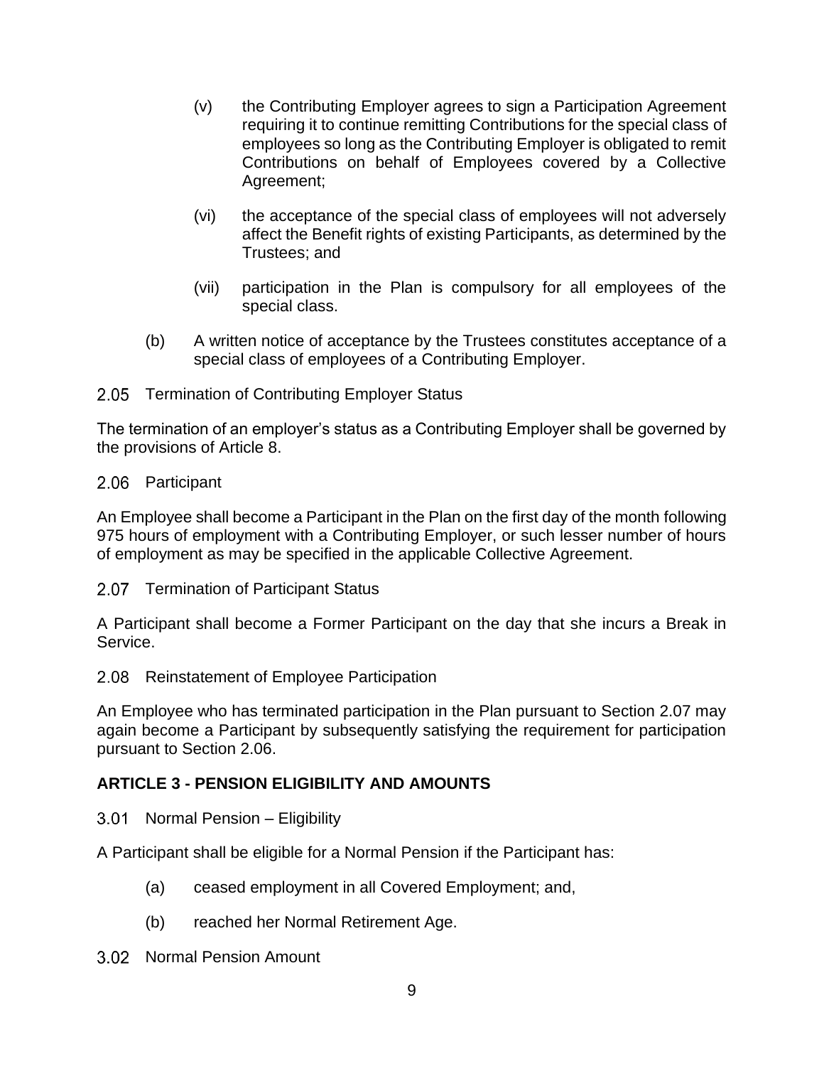(v) the Contributing Employer agrees to sign a Participation Agreement requiring it to continue remitting Contributions for the special class of employees so long as the Contributing Employer is obligated to remit Contributions on behalf of Employees covered by a Collective Agreement;

(vi) the acceptance of the special class of employees will not adversely affect the Benefit rights of existing Participants, as determined by the Trustees; and

(vii) participation in the Plan is compulsory for all employees of the special class.

(b) A written notice of acceptance by the Trustees constitutes acceptance of a special class of employees of a Contributing Employer.

2.05 Termination of Contributing Employer Status

The termination of an employer's status as a Contributing Employer shall be governed by the provisions of Article 8.

2.06 Participant

An Employee shall become a Participant in the Plan on the first day of the month following 975 hours of employment with a Contributing Employer, or such lesser number of hours of employment as may be specified in the applicable Collective Agreement.

2.07 Termination of Participant Status

A Participant shall become a Former Participant on the day that she incurs a Break in Service.

2.08 Reinstatement of Employee Participation

An Employee who has terminated participation in the Plan pursuant to Section 2.07 may again become a Participant by subsequently satisfying the requirement for participation pursuant to Section 2.06.

## ARTICLE 3 - PENSION ELIGIBILITY AND AMOUNTS

3.01 Normal Pension – Eligibility

A Participant shall be eligible for a Normal Pension if the Participant has:

(a) ceased employment in all Covered Employment; and,

(b) reached her Normal Retirement Age.

3.02 Normal Pension Amount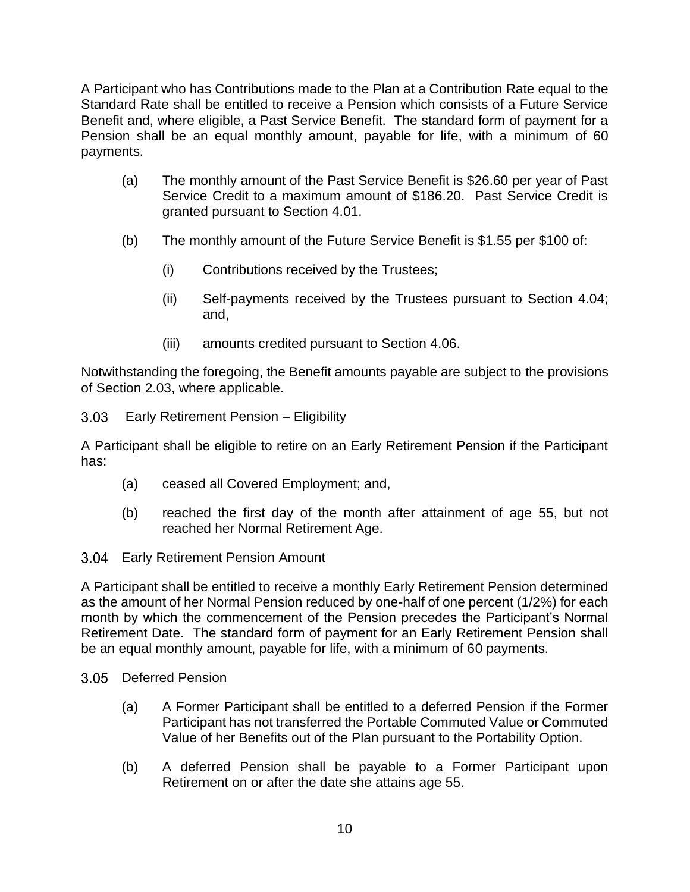A Participant who has Contributions made to the Plan at a Contribution Rate equal to the Standard Rate shall be entitled to receive a Pension which consists of a Future Service Benefit and, where eligible, a Past Service Benefit. The standard form of payment for a Pension shall be an equal monthly amount, payable for life, with a minimum of 60 payments.

(a) The monthly amount of the Past Service Benefit is $26.60 per year of Past Service Credit to a maximum amount of $186.20. Past Service Credit is granted pursuant to Section 4.01.

(b) The monthly amount of the Future Service Benefit is $1.55 per $100 of:

  (i) Contributions received by the Trustees;

  (ii) Self-payments received by the Trustees pursuant to Section 4.04; and,

  (iii) amounts credited pursuant to Section 4.06.

Notwithstanding the foregoing, the Benefit amounts payable are subject to the provisions of Section 2.03, where applicable.

### 3.03 Early Retirement Pension – Eligibility

A Participant shall be eligible to retire on an Early Retirement Pension if the Participant has:

(a) ceased all Covered Employment; and,

(b) reached the first day of the month after attainment of age 55, but not reached her Normal Retirement Age.

### 3.04 Early Retirement Pension Amount

A Participant shall be entitled to receive a monthly Early Retirement Pension determined as the amount of her Normal Pension reduced by one-half of one percent (1/2%) for each month by which the commencement of the Pension precedes the Participant's Normal Retirement Date. The standard form of payment for an Early Retirement Pension shall be an equal monthly amount, payable for life, with a minimum of 60 payments.

### 3.05 Deferred Pension

(a) A Former Participant shall be entitled to a deferred Pension if the Former Participant has not transferred the Portable Commuted Value or Commuted Value of her Benefits out of the Plan pursuant to the Portability Option.

(b) A deferred Pension shall be payable to a Former Participant upon Retirement on or after the date she attains age 55.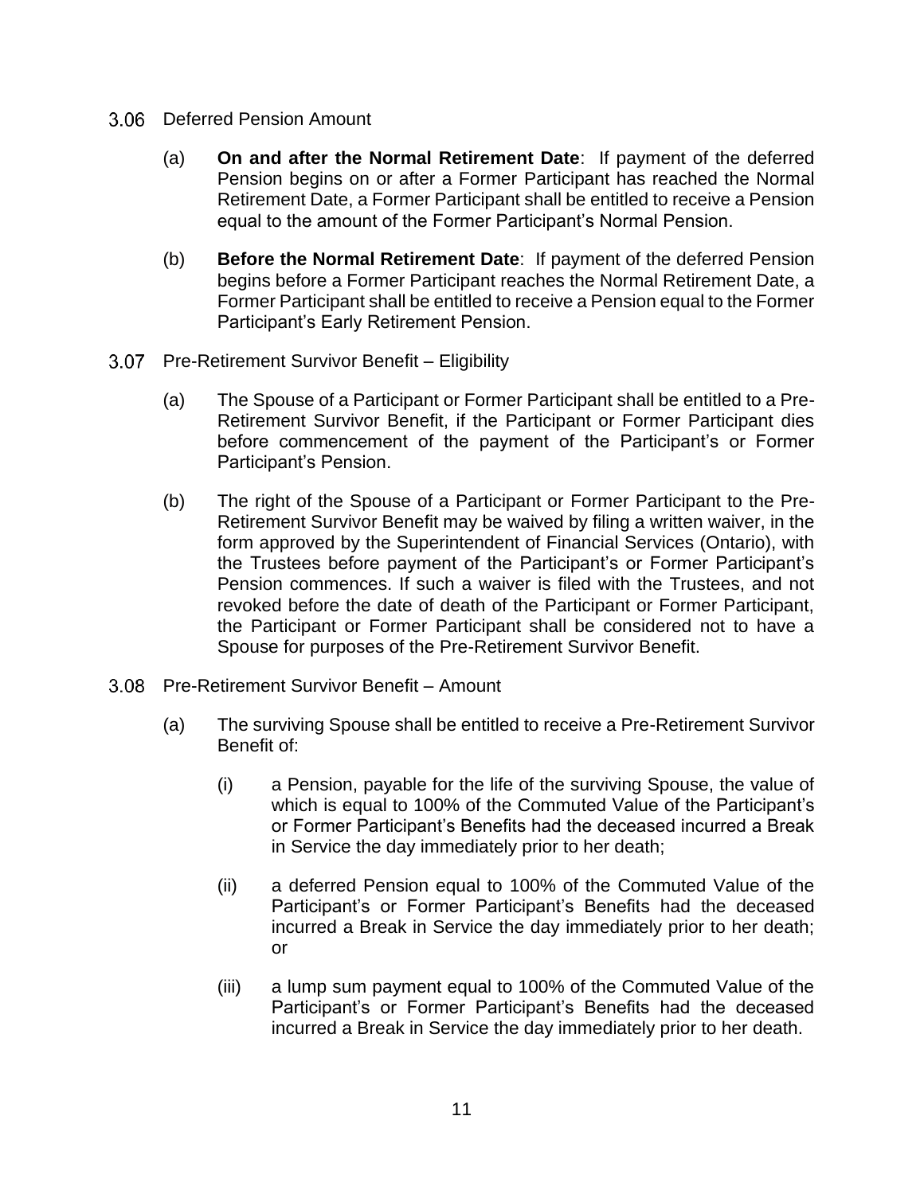## 3.06 Deferred Pension Amount

(a) **On and after the Normal Retirement Date**: If payment of the deferred Pension begins on or after a Former Participant has reached the Normal Retirement Date, a Former Participant shall be entitled to receive a Pension equal to the amount of the Former Participant's Normal Pension.

(b) **Before the Normal Retirement Date**: If payment of the deferred Pension begins before a Former Participant reaches the Normal Retirement Date, a Former Participant shall be entitled to receive a Pension equal to the Former Participant's Early Retirement Pension.

## 3.07 Pre-Retirement Survivor Benefit – Eligibility

(a) The Spouse of a Participant or Former Participant shall be entitled to a Pre-Retirement Survivor Benefit, if the Participant or Former Participant dies before commencement of the payment of the Participant's or Former Participant's Pension.

(b) The right of the Spouse of a Participant or Former Participant to the Pre-Retirement Survivor Benefit may be waived by filing a written waiver, in the form approved by the Superintendent of Financial Services (Ontario), with the Trustees before payment of the Participant's or Former Participant's Pension commences. If such a waiver is filed with the Trustees, and not revoked before the date of death of the Participant or Former Participant, the Participant or Former Participant shall be considered not to have a Spouse for purposes of the Pre-Retirement Survivor Benefit.

## 3.08 Pre-Retirement Survivor Benefit – Amount

(a) The surviving Spouse shall be entitled to receive a Pre-Retirement Survivor Benefit of:

(i) a Pension, payable for the life of the surviving Spouse, the value of which is equal to 100% of the Commuted Value of the Participant's or Former Participant's Benefits had the deceased incurred a Break in Service the day immediately prior to her death;

(ii) a deferred Pension equal to 100% of the Commuted Value of the Participant's or Former Participant's Benefits had the deceased incurred a Break in Service the day immediately prior to her death; or

(iii) a lump sum payment equal to 100% of the Commuted Value of the Participant's or Former Participant's Benefits had the deceased incurred a Break in Service the day immediately prior to her death.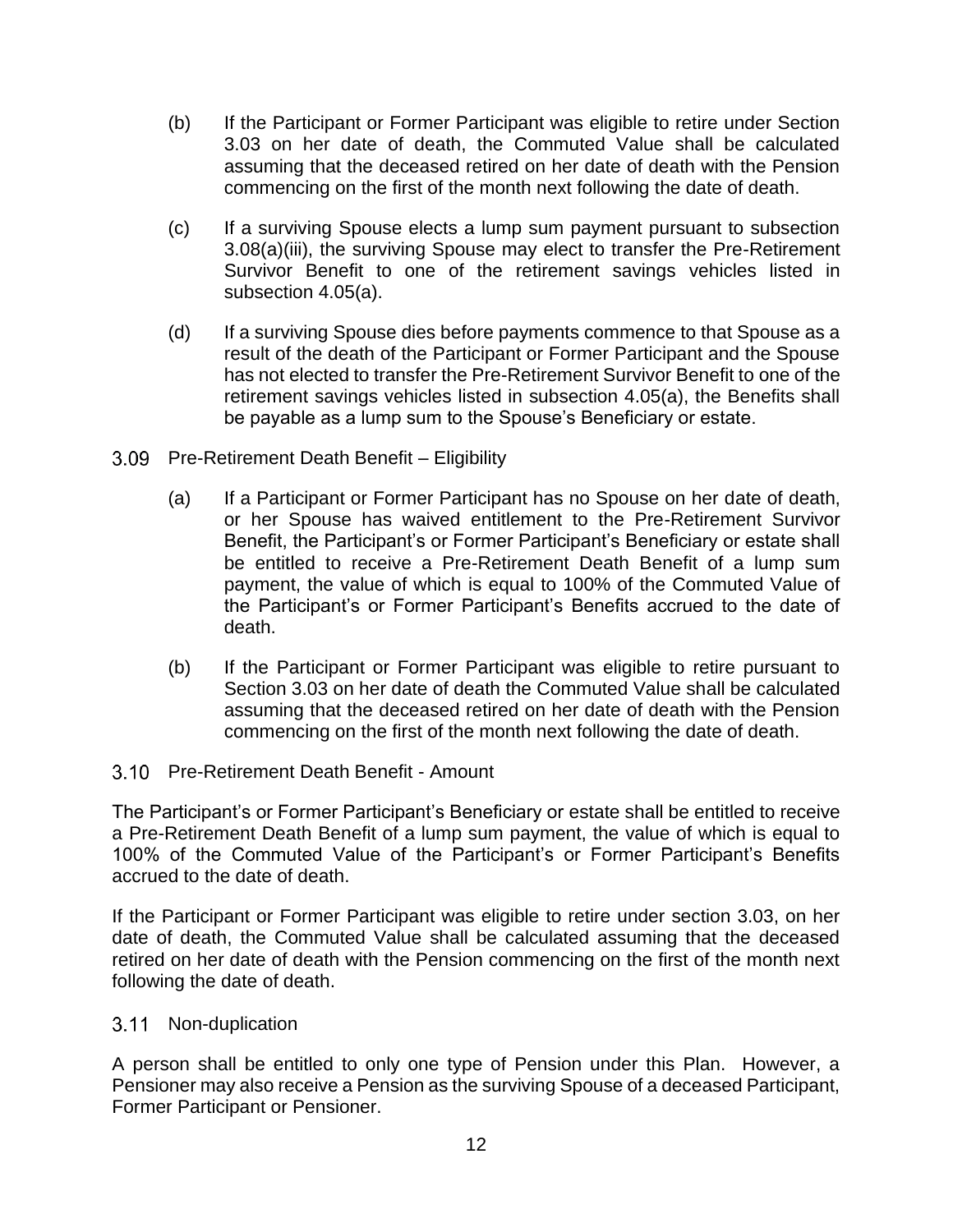(b) If the Participant or Former Participant was eligible to retire under Section 3.03 on her date of death, the Commuted Value shall be calculated assuming that the deceased retired on her date of death with the Pension commencing on the first of the month next following the date of death.

(c) If a surviving Spouse elects a lump sum payment pursuant to subsection 3.08(a)(iii), the surviving Spouse may elect to transfer the Pre-Retirement Survivor Benefit to one of the retirement savings vehicles listed in subsection 4.05(a).

(d) If a surviving Spouse dies before payments commence to that Spouse as a result of the death of the Participant or Former Participant and the Spouse has not elected to transfer the Pre-Retirement Survivor Benefit to one of the retirement savings vehicles listed in subsection 4.05(a), the Benefits shall be payable as a lump sum to the Spouse's Beneficiary or estate.

### 3.09 Pre-Retirement Death Benefit – Eligibility

(a) If a Participant or Former Participant has no Spouse on her date of death, or her Spouse has waived entitlement to the Pre-Retirement Survivor Benefit, the Participant's or Former Participant's Beneficiary or estate shall be entitled to receive a Pre-Retirement Death Benefit of a lump sum payment, the value of which is equal to 100% of the Commuted Value of the Participant's or Former Participant's Benefits accrued to the date of death.

(b) If the Participant or Former Participant was eligible to retire pursuant to Section 3.03 on her date of death the Commuted Value shall be calculated assuming that the deceased retired on her date of death with the Pension commencing on the first of the month next following the date of death.

### 3.10 Pre-Retirement Death Benefit - Amount

The Participant's or Former Participant's Beneficiary or estate shall be entitled to receive a Pre-Retirement Death Benefit of a lump sum payment, the value of which is equal to 100% of the Commuted Value of the Participant's or Former Participant's Benefits accrued to the date of death.

If the Participant or Former Participant was eligible to retire under section 3.03, on her date of death, the Commuted Value shall be calculated assuming that the deceased retired on her date of death with the Pension commencing on the first of the month next following the date of death.

### 3.11 Non-duplication

A person shall be entitled to only one type of Pension under this Plan. However, a Pensioner may also receive a Pension as the surviving Spouse of a deceased Participant, Former Participant or Pensioner.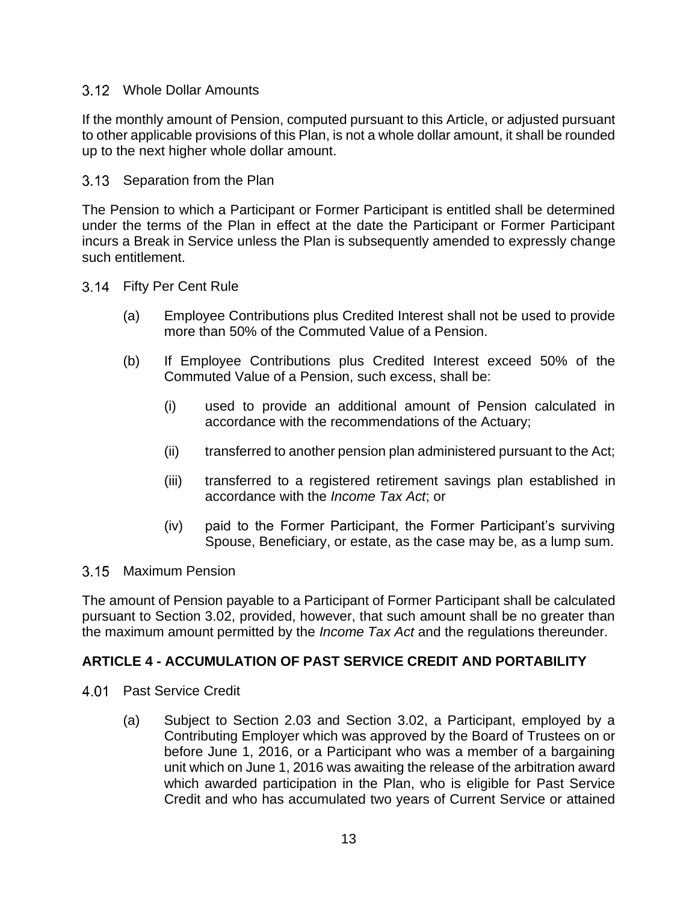### 3.12 Whole Dollar Amounts

If the monthly amount of Pension, computed pursuant to this Article, or adjusted pursuant to other applicable provisions of this Plan, is not a whole dollar amount, it shall be rounded up to the next higher whole dollar amount.

### 3.13 Separation from the Plan

The Pension to which a Participant or Former Participant is entitled shall be determined under the terms of the Plan in effect at the date the Participant or Former Participant incurs a Break in Service unless the Plan is subsequently amended to expressly change such entitlement.

### 3.14 Fifty Per Cent Rule

(a) Employee Contributions plus Credited Interest shall not be used to provide more than 50% of the Commuted Value of a Pension.

(b) If Employee Contributions plus Credited Interest exceed 50% of the Commuted Value of a Pension, such excess, shall be:

  (i) used to provide an additional amount of Pension calculated in accordance with the recommendations of the Actuary;

  (ii) transferred to another pension plan administered pursuant to the Act;

  (iii) transferred to a registered retirement savings plan established in accordance with the *Income Tax Act*; or

  (iv) paid to the Former Participant, the Former Participant's surviving Spouse, Beneficiary, or estate, as the case may be, as a lump sum.

### 3.15 Maximum Pension

The amount of Pension payable to a Participant of Former Participant shall be calculated pursuant to Section 3.02, provided, however, that such amount shall be no greater than the maximum amount permitted by the *Income Tax Act* and the regulations thereunder.

## ARTICLE 4 - ACCUMULATION OF PAST SERVICE CREDIT AND PORTABILITY

### 4.01 Past Service Credit

(a) Subject to Section 2.03 and Section 3.02, a Participant, employed by a Contributing Employer which was approved by the Board of Trustees on or before June 1, 2016, or a Participant who was a member of a bargaining unit which on June 1, 2016 was awaiting the release of the arbitration award which awarded participation in the Plan, who is eligible for Past Service Credit and who has accumulated two years of Current Service or attained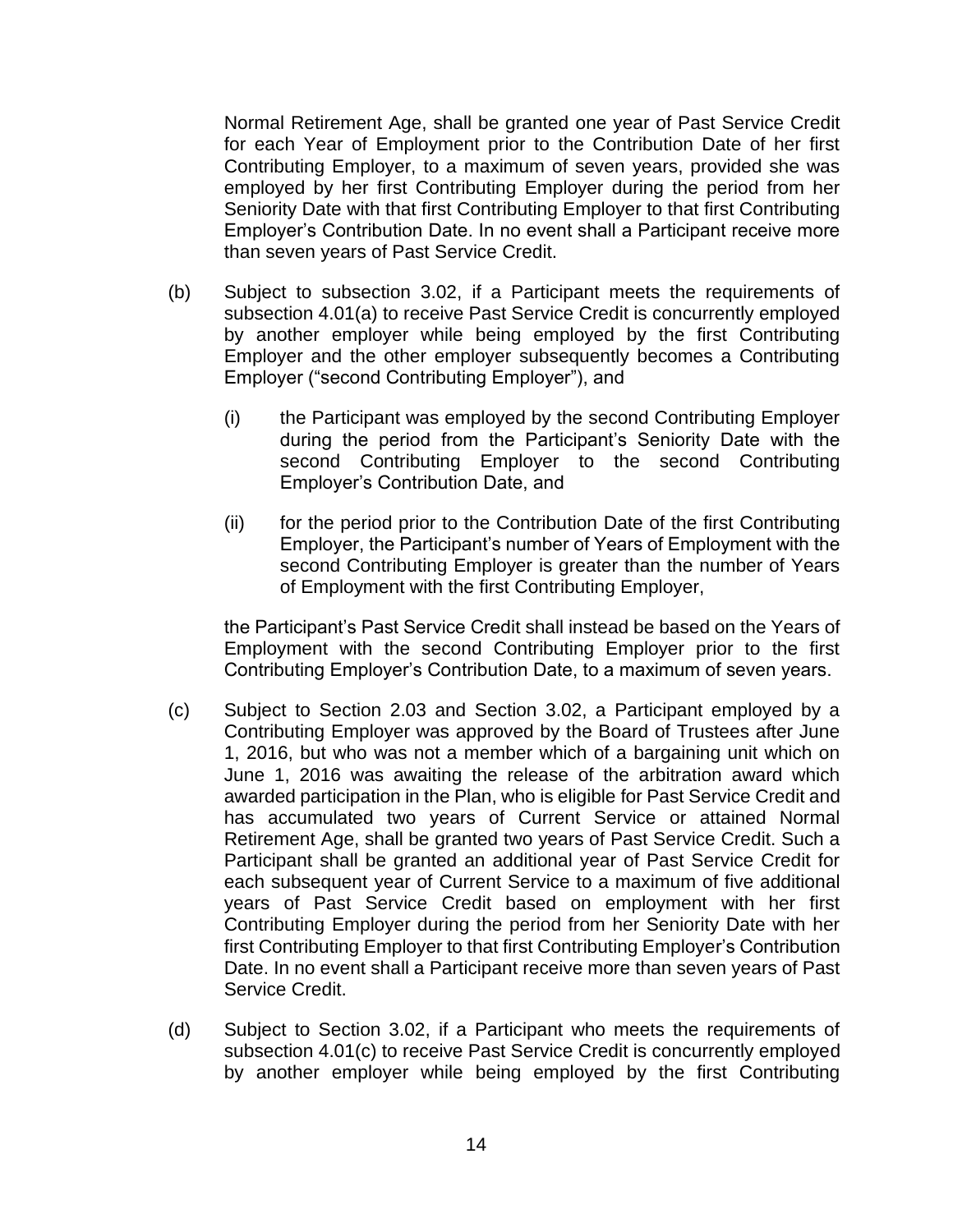Normal Retirement Age, shall be granted one year of Past Service Credit for each Year of Employment prior to the Contribution Date of her first Contributing Employer, to a maximum of seven years, provided she was employed by her first Contributing Employer during the period from her Seniority Date with that first Contributing Employer to that first Contributing Employer's Contribution Date. In no event shall a Participant receive more than seven years of Past Service Credit.

(b) Subject to subsection 3.02, if a Participant meets the requirements of subsection 4.01(a) to receive Past Service Credit is concurrently employed by another employer while being employed by the first Contributing Employer and the other employer subsequently becomes a Contributing Employer ("second Contributing Employer"), and

(i) the Participant was employed by the second Contributing Employer during the period from the Participant's Seniority Date with the second Contributing Employer to the second Contributing Employer's Contribution Date, and

(ii) for the period prior to the Contribution Date of the first Contributing Employer, the Participant's number of Years of Employment with the second Contributing Employer is greater than the number of Years of Employment with the first Contributing Employer,

the Participant's Past Service Credit shall instead be based on the Years of Employment with the second Contributing Employer prior to the first Contributing Employer's Contribution Date, to a maximum of seven years.

(c) Subject to Section 2.03 and Section 3.02, a Participant employed by a Contributing Employer was approved by the Board of Trustees after June 1, 2016, but who was not a member which of a bargaining unit which on June 1, 2016 was awaiting the release of the arbitration award which awarded participation in the Plan, who is eligible for Past Service Credit and has accumulated two years of Current Service or attained Normal Retirement Age, shall be granted two years of Past Service Credit. Such a Participant shall be granted an additional year of Past Service Credit for each subsequent year of Current Service to a maximum of five additional years of Past Service Credit based on employment with her first Contributing Employer during the period from her Seniority Date with her first Contributing Employer to that first Contributing Employer's Contribution Date. In no event shall a Participant receive more than seven years of Past Service Credit.

(d) Subject to Section 3.02, if a Participant who meets the requirements of subsection 4.01(c) to receive Past Service Credit is concurrently employed by another employer while being employed by the first Contributing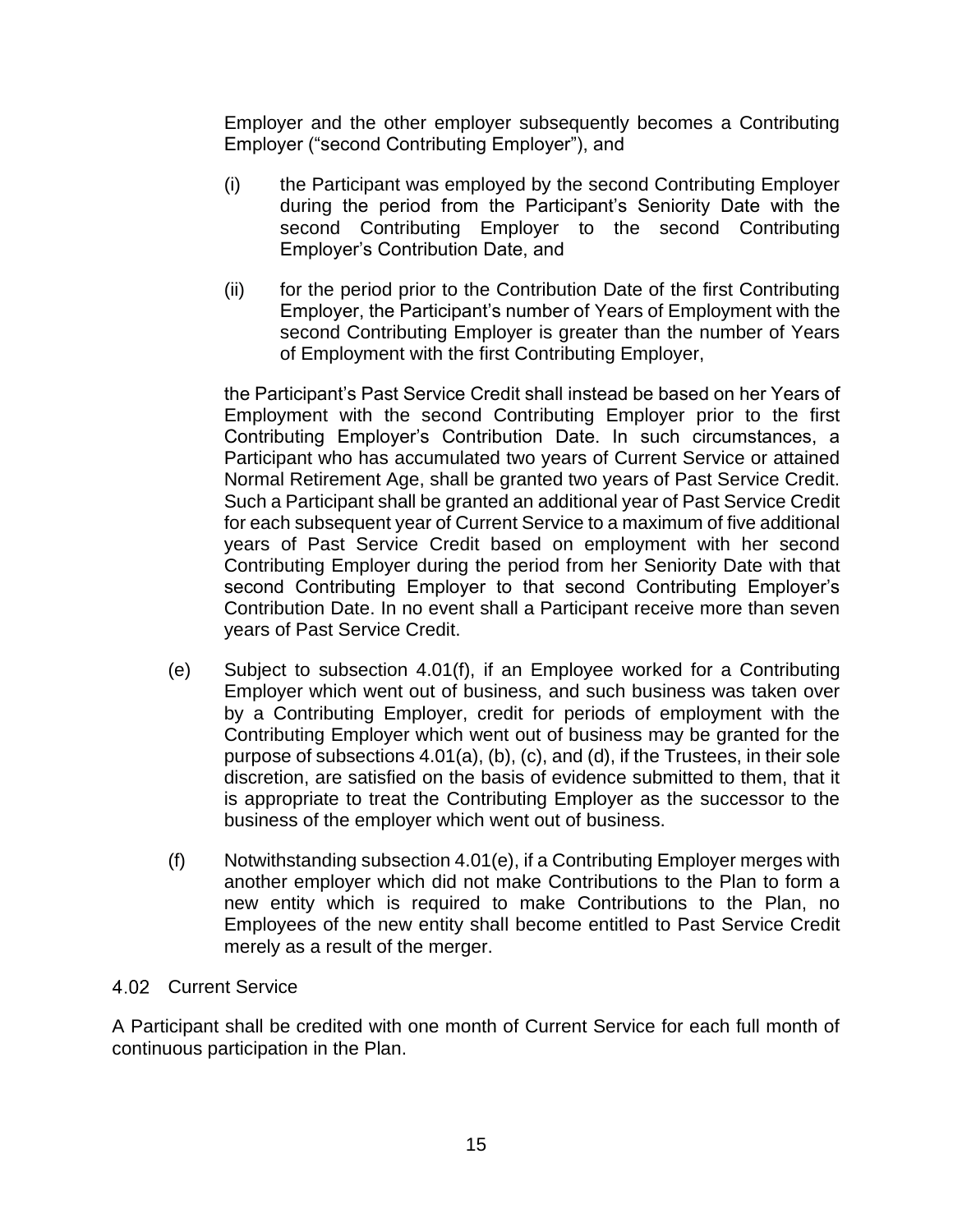Employer and the other employer subsequently becomes a Contributing Employer ("second Contributing Employer"), and

(i) the Participant was employed by the second Contributing Employer during the period from the Participant's Seniority Date with the second Contributing Employer to the second Contributing Employer's Contribution Date, and

(ii) for the period prior to the Contribution Date of the first Contributing Employer, the Participant's number of Years of Employment with the second Contributing Employer is greater than the number of Years of Employment with the first Contributing Employer,

the Participant's Past Service Credit shall instead be based on her Years of Employment with the second Contributing Employer prior to the first Contributing Employer's Contribution Date. In such circumstances, a Participant who has accumulated two years of Current Service or attained Normal Retirement Age, shall be granted two years of Past Service Credit. Such a Participant shall be granted an additional year of Past Service Credit for each subsequent year of Current Service to a maximum of five additional years of Past Service Credit based on employment with her second Contributing Employer during the period from her Seniority Date with that second Contributing Employer to that second Contributing Employer's Contribution Date. In no event shall a Participant receive more than seven years of Past Service Credit.

(e) Subject to subsection 4.01(f), if an Employee worked for a Contributing Employer which went out of business, and such business was taken over by a Contributing Employer, credit for periods of employment with the Contributing Employer which went out of business may be granted for the purpose of subsections 4.01(a), (b), (c), and (d), if the Trustees, in their sole discretion, are satisfied on the basis of evidence submitted to them, that it is appropriate to treat the Contributing Employer as the successor to the business of the employer which went out of business.

(f) Notwithstanding subsection 4.01(e), if a Contributing Employer merges with another employer which did not make Contributions to the Plan to form a new entity which is required to make Contributions to the Plan, no Employees of the new entity shall become entitled to Past Service Credit merely as a result of the merger.

### 4.02 Current Service

A Participant shall be credited with one month of Current Service for each full month of continuous participation in the Plan.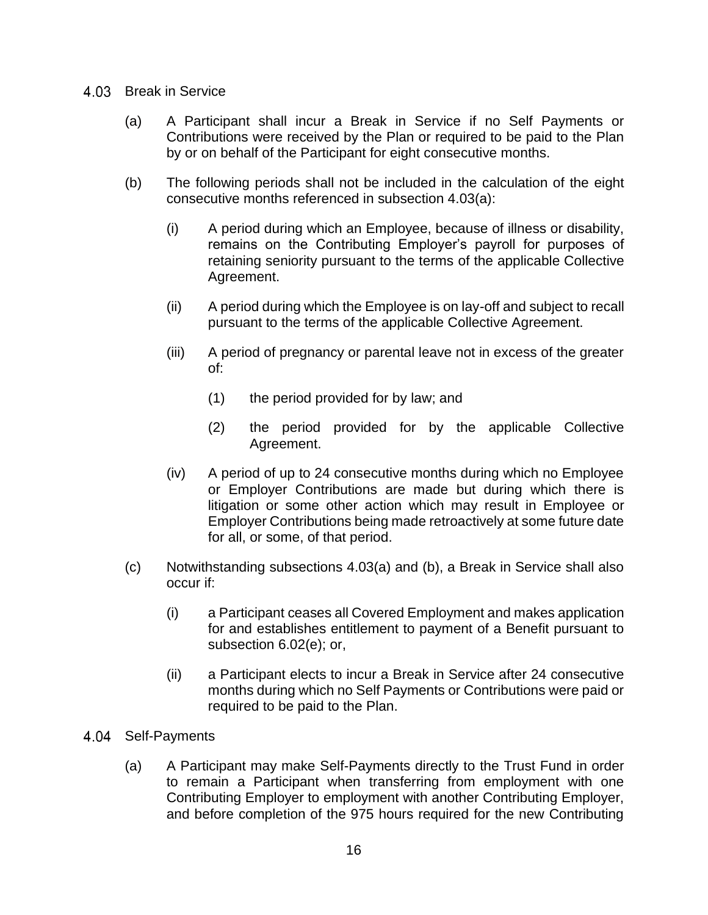## 4.03 Break in Service

(a) A Participant shall incur a Break in Service if no Self Payments or Contributions were received by the Plan or required to be paid to the Plan by or on behalf of the Participant for eight consecutive months.

(b) The following periods shall not be included in the calculation of the eight consecutive months referenced in subsection 4.03(a):

(i) A period during which an Employee, because of illness or disability, remains on the Contributing Employer's payroll for purposes of retaining seniority pursuant to the terms of the applicable Collective Agreement.

(ii) A period during which the Employee is on lay-off and subject to recall pursuant to the terms of the applicable Collective Agreement.

(iii) A period of pregnancy or parental leave not in excess of the greater of:

(1) the period provided for by law; and

(2) the period provided for by the applicable Collective Agreement.

(iv) A period of up to 24 consecutive months during which no Employee or Employer Contributions are made but during which there is litigation or some other action which may result in Employee or Employer Contributions being made retroactively at some future date for all, or some, of that period.

(c) Notwithstanding subsections 4.03(a) and (b), a Break in Service shall also occur if:

(i) a Participant ceases all Covered Employment and makes application for and establishes entitlement to payment of a Benefit pursuant to subsection 6.02(e); or,

(ii) a Participant elects to incur a Break in Service after 24 consecutive months during which no Self Payments or Contributions were paid or required to be paid to the Plan.

## 4.04 Self-Payments

(a) A Participant may make Self-Payments directly to the Trust Fund in order to remain a Participant when transferring from employment with one Contributing Employer to employment with another Contributing Employer, and before completion of the 975 hours required for the new Contributing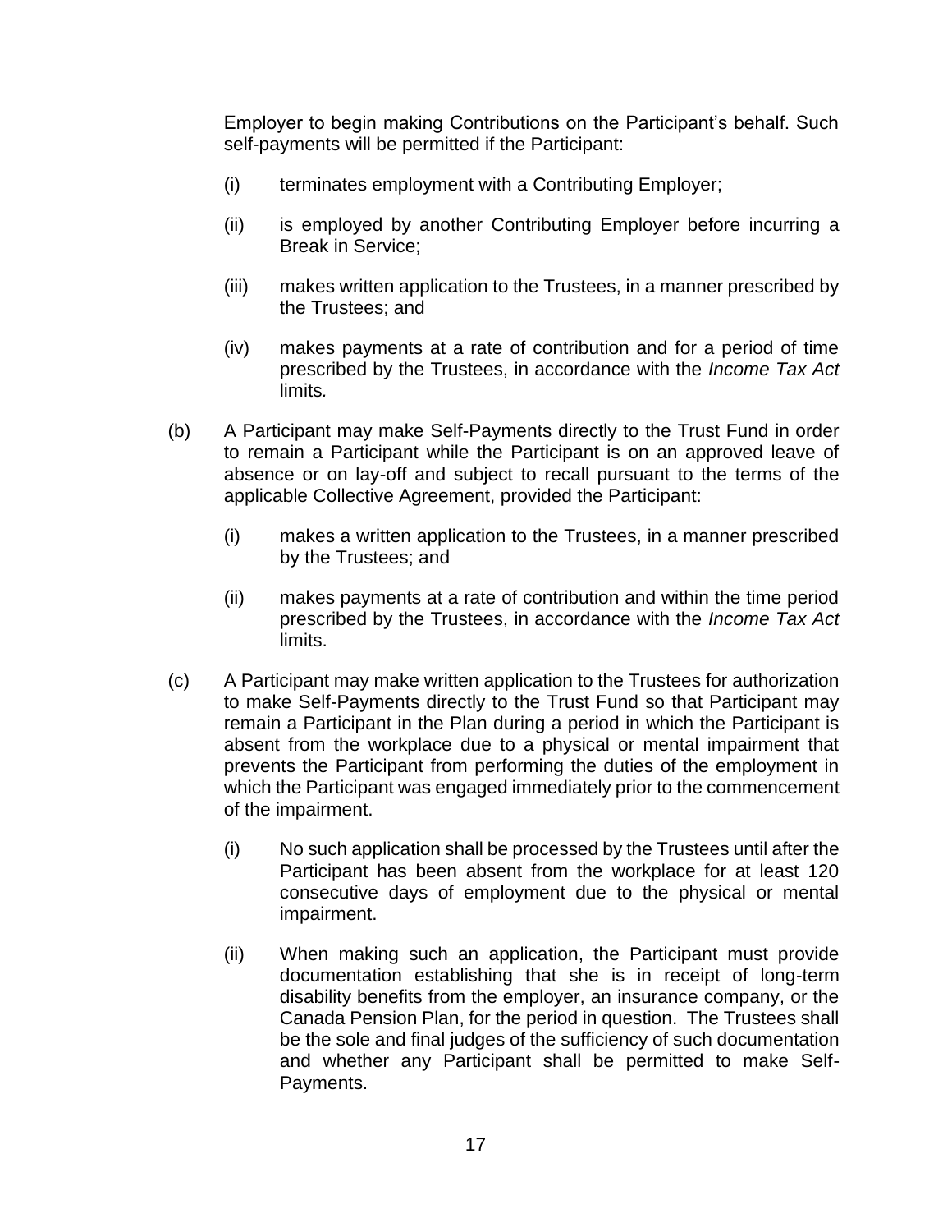Employer to begin making Contributions on the Participant's behalf. Such self-payments will be permitted if the Participant:

(i) terminates employment with a Contributing Employer;

(ii) is employed by another Contributing Employer before incurring a Break in Service;

(iii) makes written application to the Trustees, in a manner prescribed by the Trustees; and

(iv) makes payments at a rate of contribution and for a period of time prescribed by the Trustees, in accordance with the *Income Tax Act* limits.

(b) A Participant may make Self-Payments directly to the Trust Fund in order to remain a Participant while the Participant is on an approved leave of absence or on lay-off and subject to recall pursuant to the terms of the applicable Collective Agreement, provided the Participant:

(i) makes a written application to the Trustees, in a manner prescribed by the Trustees; and

(ii) makes payments at a rate of contribution and within the time period prescribed by the Trustees, in accordance with the *Income Tax Act* limits.

(c) A Participant may make written application to the Trustees for authorization to make Self-Payments directly to the Trust Fund so that Participant may remain a Participant in the Plan during a period in which the Participant is absent from the workplace due to a physical or mental impairment that prevents the Participant from performing the duties of the employment in which the Participant was engaged immediately prior to the commencement of the impairment.

(i) No such application shall be processed by the Trustees until after the Participant has been absent from the workplace for at least 120 consecutive days of employment due to the physical or mental impairment.

(ii) When making such an application, the Participant must provide documentation establishing that she is in receipt of long-term disability benefits from the employer, an insurance company, or the Canada Pension Plan, for the period in question. The Trustees shall be the sole and final judges of the sufficiency of such documentation and whether any Participant shall be permitted to make Self-Payments.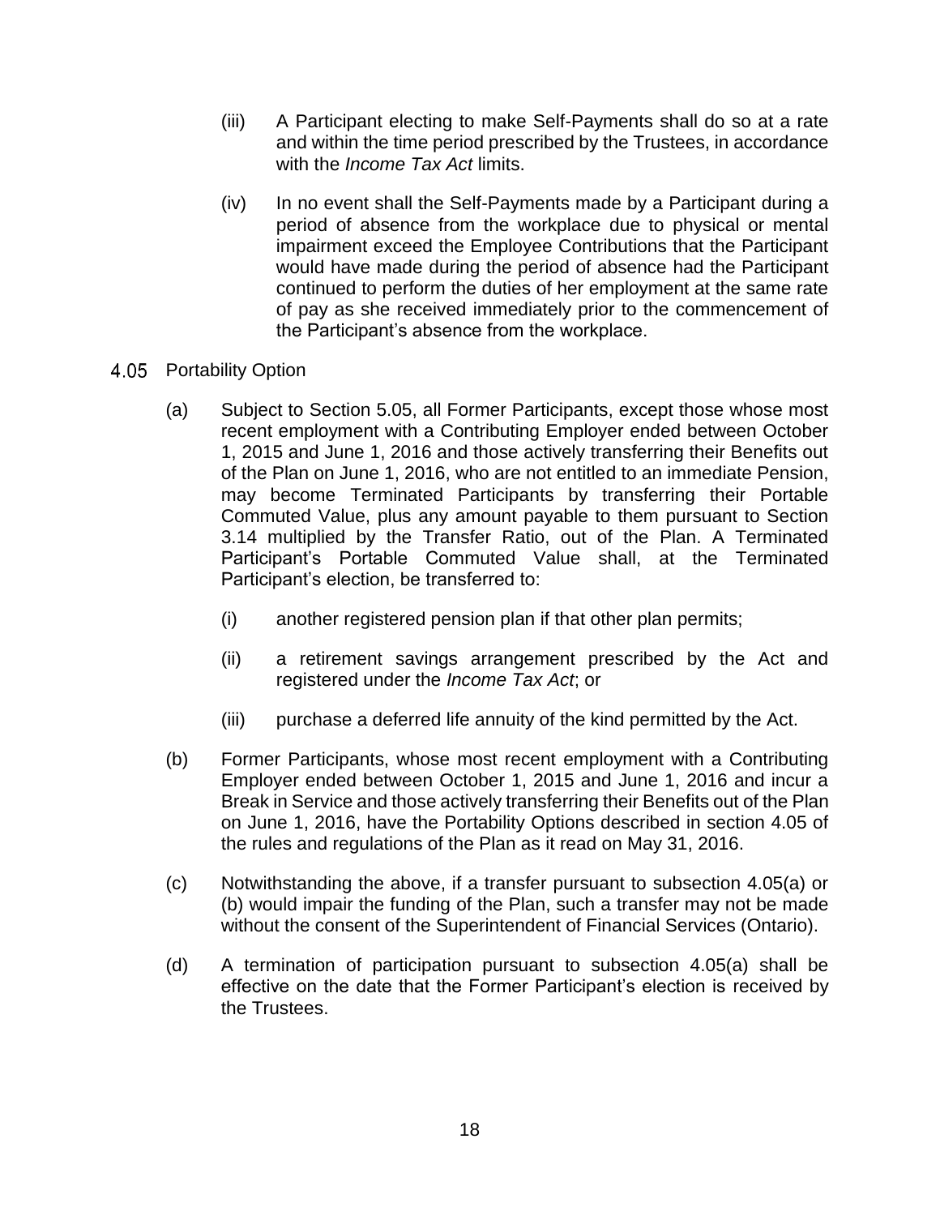(iii) A Participant electing to make Self-Payments shall do so at a rate and within the time period prescribed by the Trustees, in accordance with the *Income Tax Act* limits.

(iv) In no event shall the Self-Payments made by a Participant during a period of absence from the workplace due to physical or mental impairment exceed the Employee Contributions that the Participant would have made during the period of absence had the Participant continued to perform the duties of her employment at the same rate of pay as she received immediately prior to the commencement of the Participant's absence from the workplace.

### 4.05 Portability Option

(a) Subject to Section 5.05, all Former Participants, except those whose most recent employment with a Contributing Employer ended between October 1, 2015 and June 1, 2016 and those actively transferring their Benefits out of the Plan on June 1, 2016, who are not entitled to an immediate Pension, may become Terminated Participants by transferring their Portable Commuted Value, plus any amount payable to them pursuant to Section 3.14 multiplied by the Transfer Ratio, out of the Plan. A Terminated Participant's Portable Commuted Value shall, at the Terminated Participant's election, be transferred to:

  (i) another registered pension plan if that other plan permits;

  (ii) a retirement savings arrangement prescribed by the Act and registered under the *Income Tax Act*; or

  (iii) purchase a deferred life annuity of the kind permitted by the Act.

(b) Former Participants, whose most recent employment with a Contributing Employer ended between October 1, 2015 and June 1, 2016 and incur a Break in Service and those actively transferring their Benefits out of the Plan on June 1, 2016, have the Portability Options described in section 4.05 of the rules and regulations of the Plan as it read on May 31, 2016.

(c) Notwithstanding the above, if a transfer pursuant to subsection 4.05(a) or (b) would impair the funding of the Plan, such a transfer may not be made without the consent of the Superintendent of Financial Services (Ontario).

(d) A termination of participation pursuant to subsection 4.05(a) shall be effective on the date that the Former Participant's election is received by the Trustees.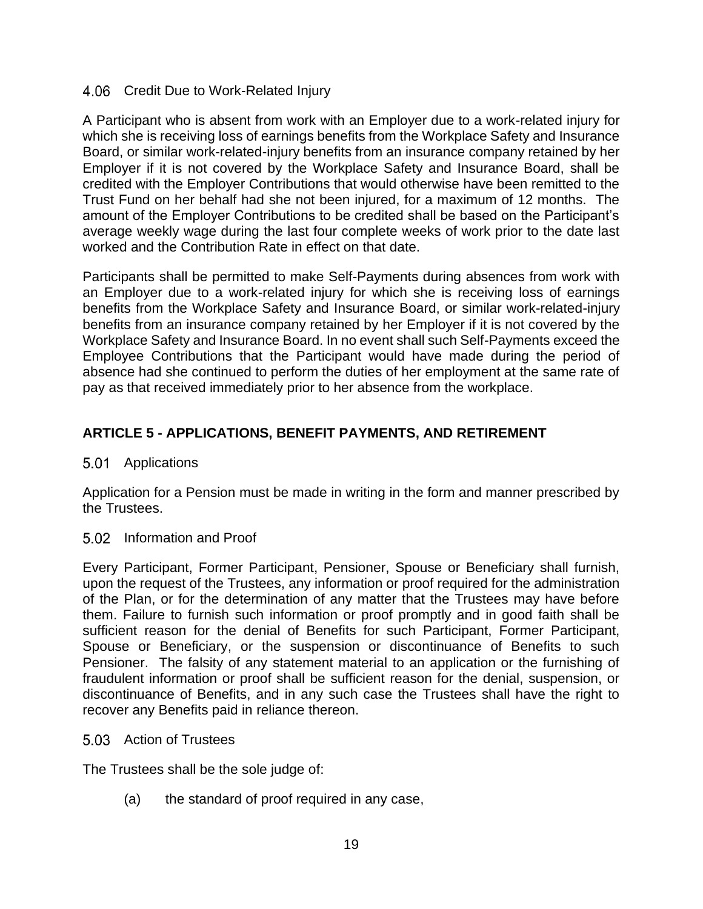### 4.06 Credit Due to Work-Related Injury

A Participant who is absent from work with an Employer due to a work-related injury for which she is receiving loss of earnings benefits from the Workplace Safety and Insurance Board, or similar work-related-injury benefits from an insurance company retained by her Employer if it is not covered by the Workplace Safety and Insurance Board, shall be credited with the Employer Contributions that would otherwise have been remitted to the Trust Fund on her behalf had she not been injured, for a maximum of 12 months. The amount of the Employer Contributions to be credited shall be based on the Participant's average weekly wage during the last four complete weeks of work prior to the date last worked and the Contribution Rate in effect on that date.

Participants shall be permitted to make Self-Payments during absences from work with an Employer due to a work-related injury for which she is receiving loss of earnings benefits from the Workplace Safety and Insurance Board, or similar work-related-injury benefits from an insurance company retained by her Employer if it is not covered by the Workplace Safety and Insurance Board. In no event shall such Self-Payments exceed the Employee Contributions that the Participant would have made during the period of absence had she continued to perform the duties of her employment at the same rate of pay as that received immediately prior to her absence from the workplace.

## ARTICLE 5 - APPLICATIONS, BENEFIT PAYMENTS, AND RETIREMENT

### 5.01 Applications

Application for a Pension must be made in writing in the form and manner prescribed by the Trustees.

### 5.02 Information and Proof

Every Participant, Former Participant, Pensioner, Spouse or Beneficiary shall furnish, upon the request of the Trustees, any information or proof required for the administration of the Plan, or for the determination of any matter that the Trustees may have before them. Failure to furnish such information or proof promptly and in good faith shall be sufficient reason for the denial of Benefits for such Participant, Former Participant, Spouse or Beneficiary, or the suspension or discontinuance of Benefits to such Pensioner. The falsity of any statement material to an application or the furnishing of fraudulent information or proof shall be sufficient reason for the denial, suspension, or discontinuance of Benefits, and in any such case the Trustees shall have the right to recover any Benefits paid in reliance thereon.

### 5.03 Action of Trustees

The Trustees shall be the sole judge of:

(a) the standard of proof required in any case,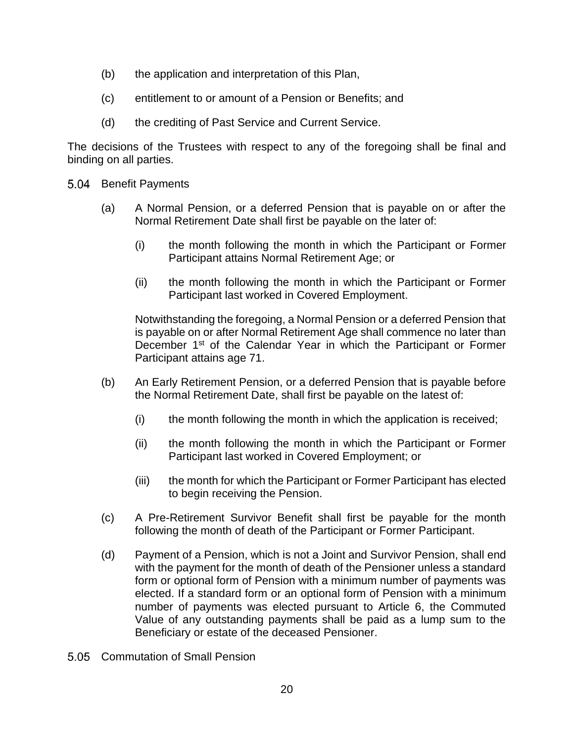(b) the application and interpretation of this Plan,

(c) entitlement to or amount of a Pension or Benefits; and

(d) the crediting of Past Service and Current Service.

The decisions of the Trustees with respect to any of the foregoing shall be final and binding on all parties.

### 5.04 Benefit Payments

(a) A Normal Pension, or a deferred Pension that is payable on or after the Normal Retirement Date shall first be payable on the later of:

  (i) the month following the month in which the Participant or Former Participant attains Normal Retirement Age; or

  (ii) the month following the month in which the Participant or Former Participant last worked in Covered Employment.

  Notwithstanding the foregoing, a Normal Pension or a deferred Pension that is payable on or after Normal Retirement Age shall commence no later than December 1st of the Calendar Year in which the Participant or Former Participant attains age 71.

(b) An Early Retirement Pension, or a deferred Pension that is payable before the Normal Retirement Date, shall first be payable on the latest of:

  (i) the month following the month in which the application is received;

  (ii) the month following the month in which the Participant or Former Participant last worked in Covered Employment; or

  (iii) the month for which the Participant or Former Participant has elected to begin receiving the Pension.

(c) A Pre-Retirement Survivor Benefit shall first be payable for the month following the month of death of the Participant or Former Participant.

(d) Payment of a Pension, which is not a Joint and Survivor Pension, shall end with the payment for the month of death of the Pensioner unless a standard form or optional form of Pension with a minimum number of payments was elected. If a standard form or an optional form of Pension with a minimum number of payments was elected pursuant to Article 6, the Commuted Value of any outstanding payments shall be paid as a lump sum to the Beneficiary or estate of the deceased Pensioner.

### 5.05 Commutation of Small Pension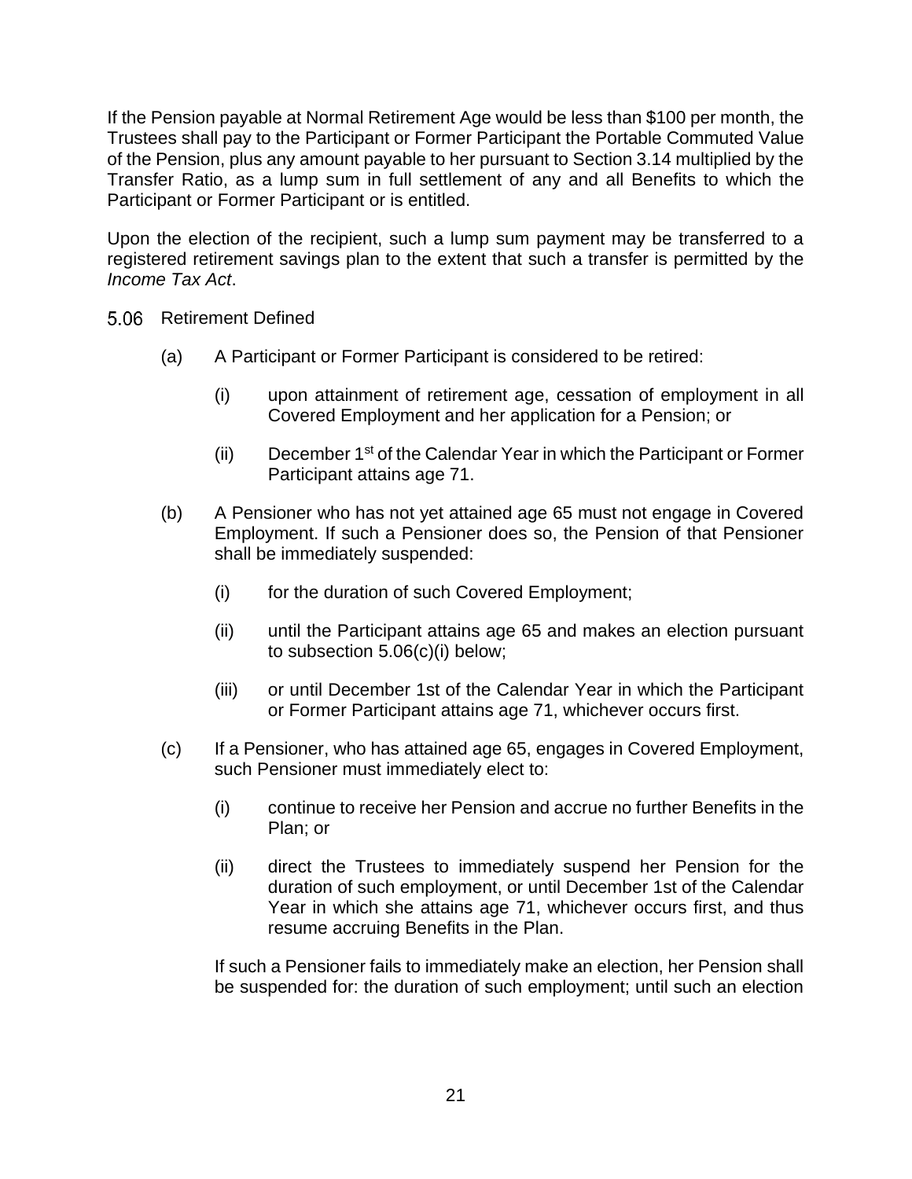If the Pension payable at Normal Retirement Age would be less than $100 per month, the Trustees shall pay to the Participant or Former Participant the Portable Commuted Value of the Pension, plus any amount payable to her pursuant to Section 3.14 multiplied by the Transfer Ratio, as a lump sum in full settlement of any and all Benefits to which the Participant or Former Participant or is entitled.

Upon the election of the recipient, such a lump sum payment may be transferred to a registered retirement savings plan to the extent that such a transfer is permitted by the *Income Tax Act*.

5.06 Retirement Defined

(a) A Participant or Former Participant is considered to be retired:

(i) upon attainment of retirement age, cessation of employment in all Covered Employment and her application for a Pension; or

(ii) December 1st of the Calendar Year in which the Participant or Former Participant attains age 71.

(b) A Pensioner who has not yet attained age 65 must not engage in Covered Employment. If such a Pensioner does so, the Pension of that Pensioner shall be immediately suspended:

(i) for the duration of such Covered Employment;

(ii) until the Participant attains age 65 and makes an election pursuant to subsection 5.06(c)(i) below;

(iii) or until December 1st of the Calendar Year in which the Participant or Former Participant attains age 71, whichever occurs first.

(c) If a Pensioner, who has attained age 65, engages in Covered Employment, such Pensioner must immediately elect to:

(i) continue to receive her Pension and accrue no further Benefits in the Plan; or

(ii) direct the Trustees to immediately suspend her Pension for the duration of such employment, or until December 1st of the Calendar Year in which she attains age 71, whichever occurs first, and thus resume accruing Benefits in the Plan.

If such a Pensioner fails to immediately make an election, her Pension shall be suspended for: the duration of such employment; until such an election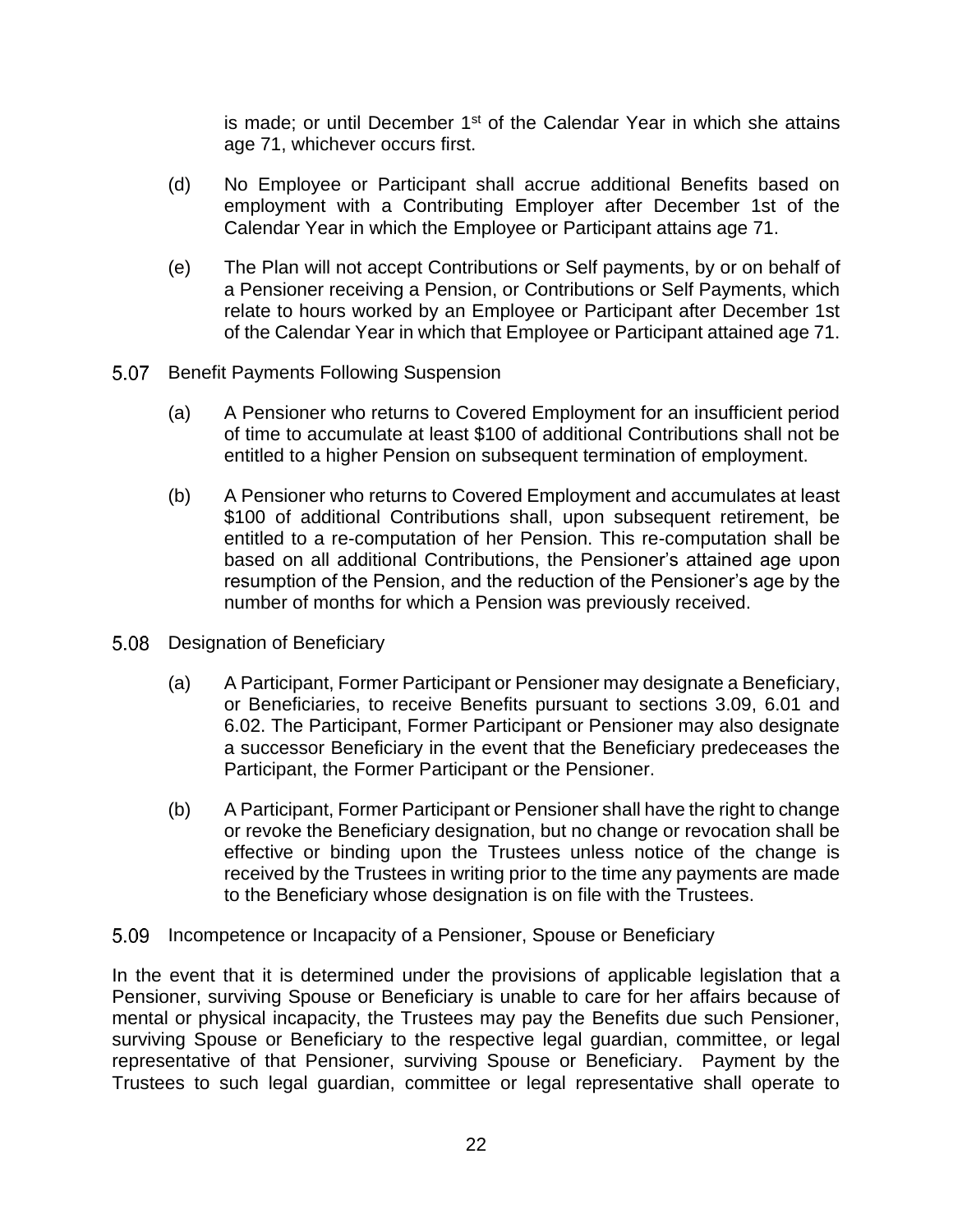is made; or until December 1st of the Calendar Year in which she attains age 71, whichever occurs first.

(d) No Employee or Participant shall accrue additional Benefits based on employment with a Contributing Employer after December 1st of the Calendar Year in which the Employee or Participant attains age 71.

(e) The Plan will not accept Contributions or Self payments, by or on behalf of a Pensioner receiving a Pension, or Contributions or Self Payments, which relate to hours worked by an Employee or Participant after December 1st of the Calendar Year in which that Employee or Participant attained age 71.

### 5.07 Benefit Payments Following Suspension

(a) A Pensioner who returns to Covered Employment for an insufficient period of time to accumulate at least $100 of additional Contributions shall not be entitled to a higher Pension on subsequent termination of employment.

(b) A Pensioner who returns to Covered Employment and accumulates at least $100 of additional Contributions shall, upon subsequent retirement, be entitled to a re-computation of her Pension. This re-computation shall be based on all additional Contributions, the Pensioner's attained age upon resumption of the Pension, and the reduction of the Pensioner's age by the number of months for which a Pension was previously received.

### 5.08 Designation of Beneficiary

(a) A Participant, Former Participant or Pensioner may designate a Beneficiary, or Beneficiaries, to receive Benefits pursuant to sections 3.09, 6.01 and 6.02. The Participant, Former Participant or Pensioner may also designate a successor Beneficiary in the event that the Beneficiary predeceases the Participant, the Former Participant or the Pensioner.

(b) A Participant, Former Participant or Pensioner shall have the right to change or revoke the Beneficiary designation, but no change or revocation shall be effective or binding upon the Trustees unless notice of the change is received by the Trustees in writing prior to the time any payments are made to the Beneficiary whose designation is on file with the Trustees.

### 5.09 Incompetence or Incapacity of a Pensioner, Spouse or Beneficiary

In the event that it is determined under the provisions of applicable legislation that a Pensioner, surviving Spouse or Beneficiary is unable to care for her affairs because of mental or physical incapacity, the Trustees may pay the Benefits due such Pensioner, surviving Spouse or Beneficiary to the respective legal guardian, committee, or legal representative of that Pensioner, surviving Spouse or Beneficiary. Payment by the Trustees to such legal guardian, committee or legal representative shall operate to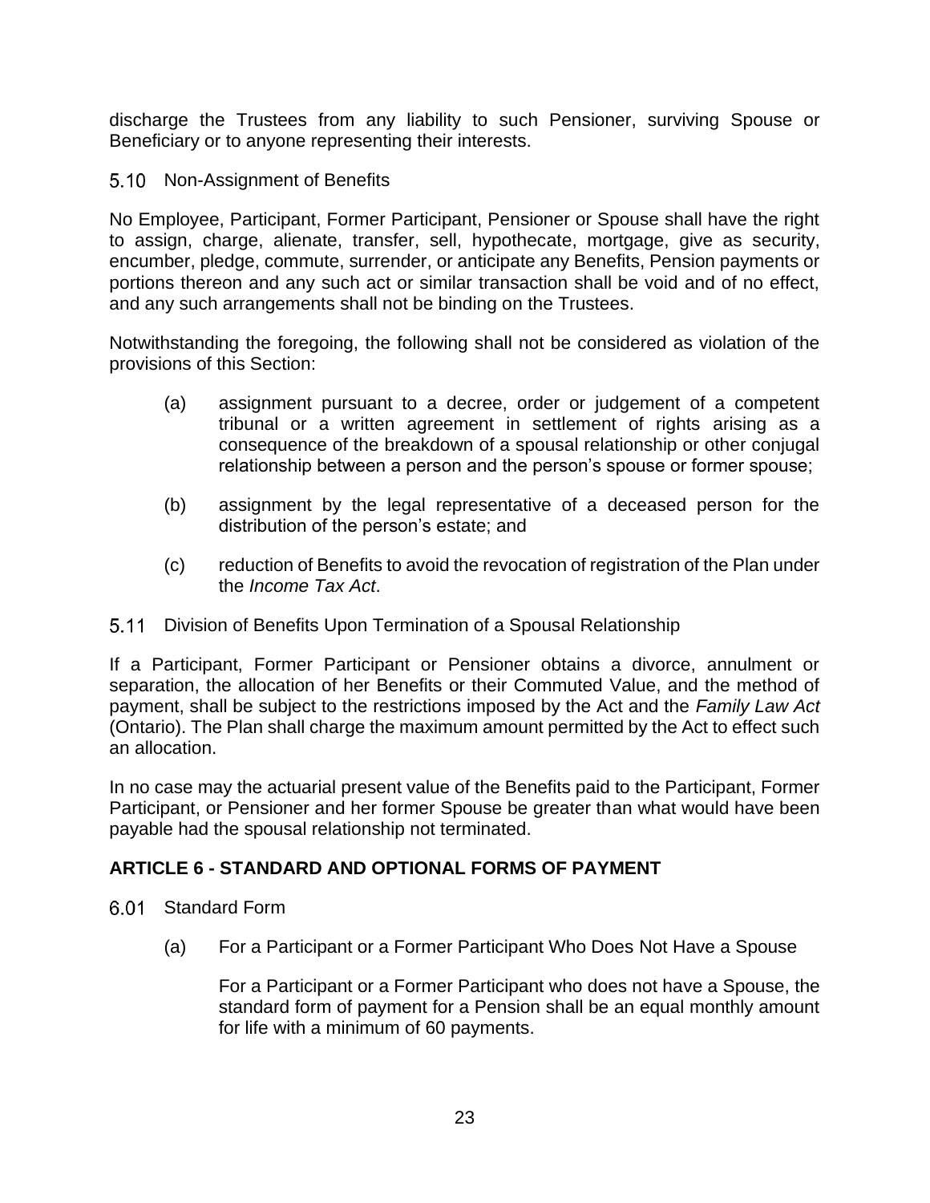discharge the Trustees from any liability to such Pensioner, surviving Spouse or Beneficiary or to anyone representing their interests.

### 5.10 Non-Assignment of Benefits

No Employee, Participant, Former Participant, Pensioner or Spouse shall have the right to assign, charge, alienate, transfer, sell, hypothecate, mortgage, give as security, encumber, pledge, commute, surrender, or anticipate any Benefits, Pension payments or portions thereon and any such act or similar transaction shall be void and of no effect, and any such arrangements shall not be binding on the Trustees.

Notwithstanding the foregoing, the following shall not be considered as violation of the provisions of this Section:

(a) assignment pursuant to a decree, order or judgement of a competent tribunal or a written agreement in settlement of rights arising as a consequence of the breakdown of a spousal relationship or other conjugal relationship between a person and the person's spouse or former spouse;

(b) assignment by the legal representative of a deceased person for the distribution of the person's estate; and

(c) reduction of Benefits to avoid the revocation of registration of the Plan under the *Income Tax Act*.

### 5.11 Division of Benefits Upon Termination of a Spousal Relationship

If a Participant, Former Participant or Pensioner obtains a divorce, annulment or separation, the allocation of her Benefits or their Commuted Value, and the method of payment, shall be subject to the restrictions imposed by the Act and the *Family Law Act* (Ontario). The Plan shall charge the maximum amount permitted by the Act to effect such an allocation.

In no case may the actuarial present value of the Benefits paid to the Participant, Former Participant, or Pensioner and her former Spouse be greater than what would have been payable had the spousal relationship not terminated.

## ARTICLE 6 - STANDARD AND OPTIONAL FORMS OF PAYMENT

### 6.01 Standard Form

(a) For a Participant or a Former Participant Who Does Not Have a Spouse

For a Participant or a Former Participant who does not have a Spouse, the standard form of payment for a Pension shall be an equal monthly amount for life with a minimum of 60 payments.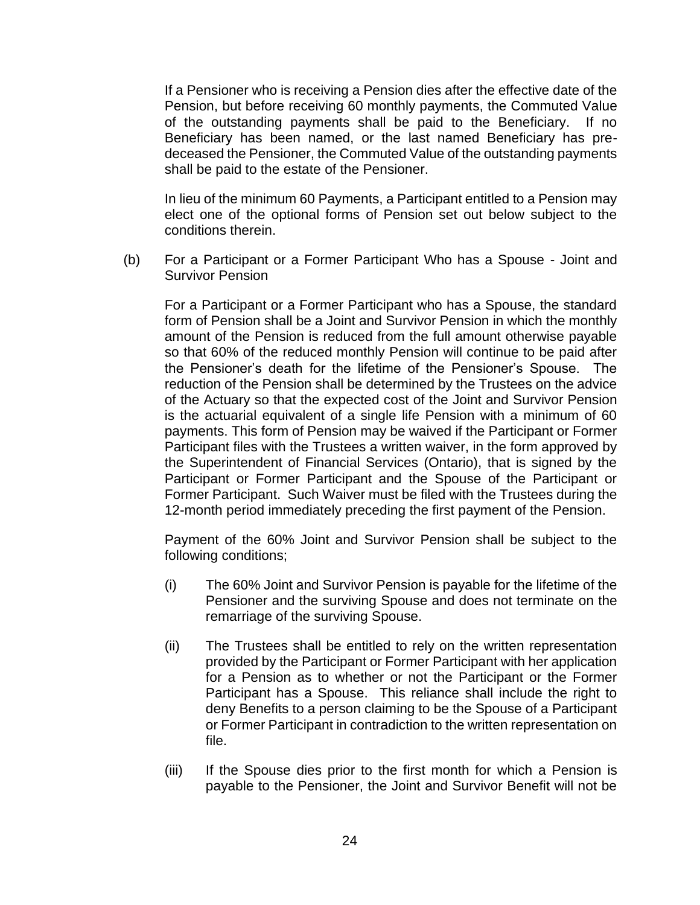If a Pensioner who is receiving a Pension dies after the effective date of the Pension, but before receiving 60 monthly payments, the Commuted Value of the outstanding payments shall be paid to the Beneficiary. If no Beneficiary has been named, or the last named Beneficiary has pre-deceased the Pensioner, the Commuted Value of the outstanding payments shall be paid to the estate of the Pensioner.

In lieu of the minimum 60 Payments, a Participant entitled to a Pension may elect one of the optional forms of Pension set out below subject to the conditions therein.

(b) For a Participant or a Former Participant Who has a Spouse - Joint and Survivor Pension

For a Participant or a Former Participant who has a Spouse, the standard form of Pension shall be a Joint and Survivor Pension in which the monthly amount of the Pension is reduced from the full amount otherwise payable so that 60% of the reduced monthly Pension will continue to be paid after the Pensioner's death for the lifetime of the Pensioner's Spouse. The reduction of the Pension shall be determined by the Trustees on the advice of the Actuary so that the expected cost of the Joint and Survivor Pension is the actuarial equivalent of a single life Pension with a minimum of 60 payments. This form of Pension may be waived if the Participant or Former Participant files with the Trustees a written waiver, in the form approved by the Superintendent of Financial Services (Ontario), that is signed by the Participant or Former Participant and the Spouse of the Participant or Former Participant. Such Waiver must be filed with the Trustees during the 12-month period immediately preceding the first payment of the Pension.

Payment of the 60% Joint and Survivor Pension shall be subject to the following conditions;

(i) The 60% Joint and Survivor Pension is payable for the lifetime of the Pensioner and the surviving Spouse and does not terminate on the remarriage of the surviving Spouse.

(ii) The Trustees shall be entitled to rely on the written representation provided by the Participant or Former Participant with her application for a Pension as to whether or not the Participant or the Former Participant has a Spouse. This reliance shall include the right to deny Benefits to a person claiming to be the Spouse of a Participant or Former Participant in contradiction to the written representation on file.

(iii) If the Spouse dies prior to the first month for which a Pension is payable to the Pensioner, the Joint and Survivor Benefit will not be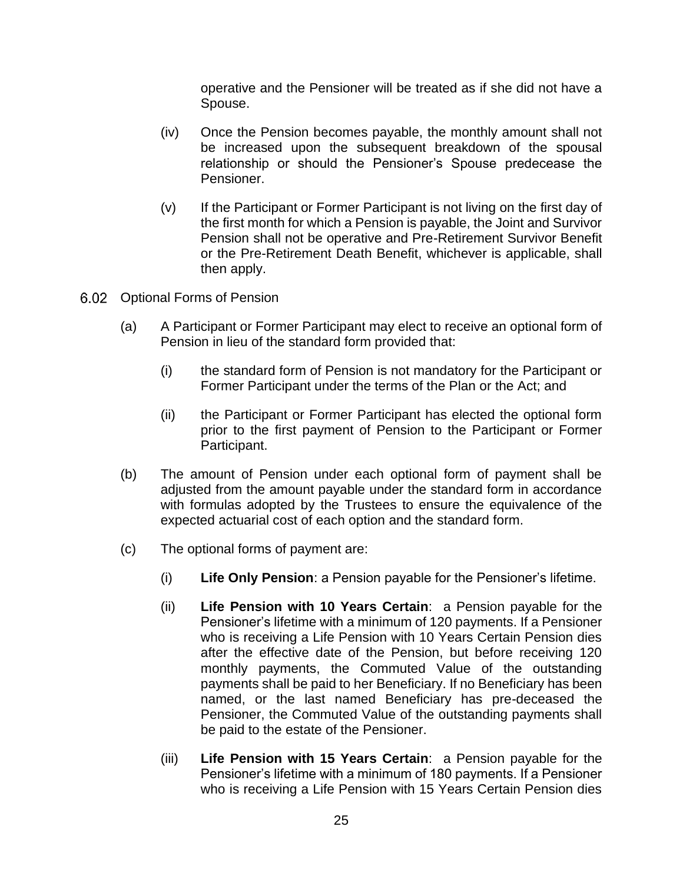operative and the Pensioner will be treated as if she did not have a Spouse.

(iv) Once the Pension becomes payable, the monthly amount shall not be increased upon the subsequent breakdown of the spousal relationship or should the Pensioner's Spouse predecease the Pensioner.

(v) If the Participant or Former Participant is not living on the first day of the first month for which a Pension is payable, the Joint and Survivor Pension shall not be operative and Pre-Retirement Survivor Benefit or the Pre-Retirement Death Benefit, whichever is applicable, shall then apply.

## 6.02 Optional Forms of Pension

(a) A Participant or Former Participant may elect to receive an optional form of Pension in lieu of the standard form provided that:

(i) the standard form of Pension is not mandatory for the Participant or Former Participant under the terms of the Plan or the Act; and

(ii) the Participant or Former Participant has elected the optional form prior to the first payment of Pension to the Participant or Former Participant.

(b) The amount of Pension under each optional form of payment shall be adjusted from the amount payable under the standard form in accordance with formulas adopted by the Trustees to ensure the equivalence of the expected actuarial cost of each option and the standard form.

(c) The optional forms of payment are:

(i) **Life Only Pension**: a Pension payable for the Pensioner's lifetime.

(ii) **Life Pension with 10 Years Certain**: a Pension payable for the Pensioner's lifetime with a minimum of 120 payments. If a Pensioner who is receiving a Life Pension with 10 Years Certain Pension dies after the effective date of the Pension, but before receiving 120 monthly payments, the Commuted Value of the outstanding payments shall be paid to her Beneficiary. If no Beneficiary has been named, or the last named Beneficiary has pre-deceased the Pensioner, the Commuted Value of the outstanding payments shall be paid to the estate of the Pensioner.

(iii) **Life Pension with 15 Years Certain**: a Pension payable for the Pensioner's lifetime with a minimum of 180 payments. If a Pensioner who is receiving a Life Pension with 15 Years Certain Pension dies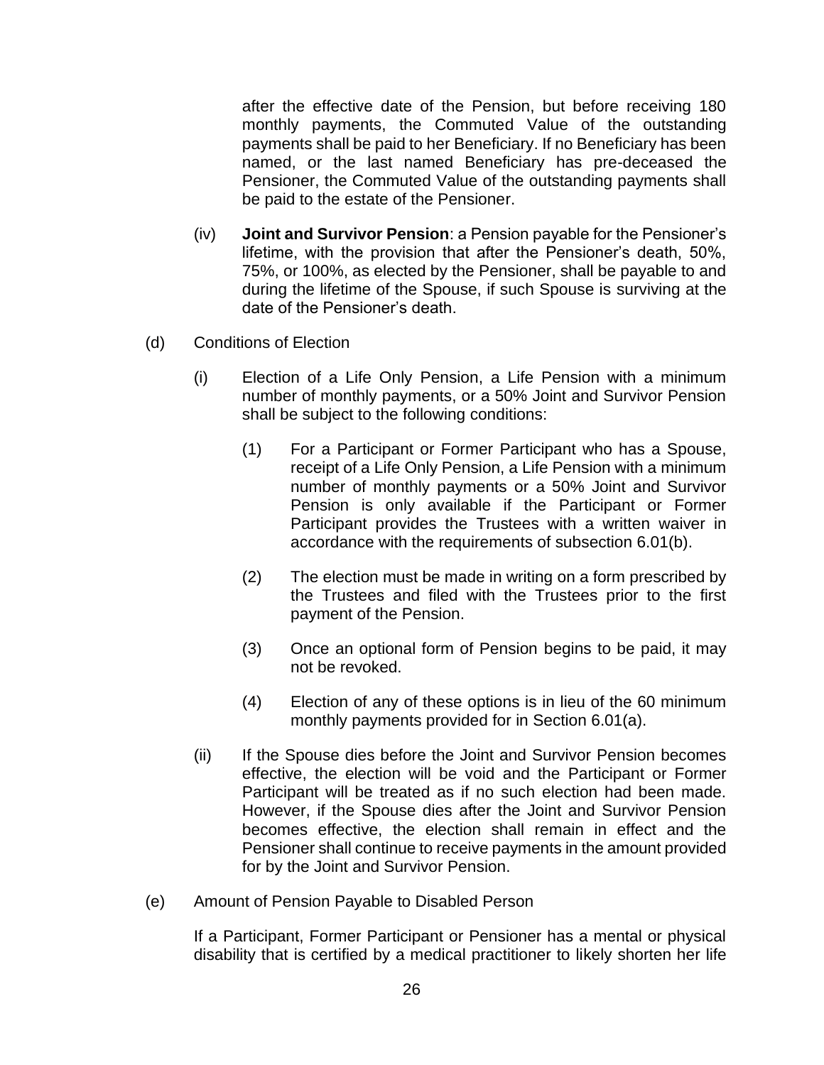after the effective date of the Pension, but before receiving 180 monthly payments, the Commuted Value of the outstanding payments shall be paid to her Beneficiary. If no Beneficiary has been named, or the last named Beneficiary has pre-deceased the Pensioner, the Commuted Value of the outstanding payments shall be paid to the estate of the Pensioner.

(iv) **Joint and Survivor Pension**: a Pension payable for the Pensioner's lifetime, with the provision that after the Pensioner's death, 50%, 75%, or 100%, as elected by the Pensioner, shall be payable to and during the lifetime of the Spouse, if such Spouse is surviving at the date of the Pensioner's death.

(d) Conditions of Election

(i) Election of a Life Only Pension, a Life Pension with a minimum number of monthly payments, or a 50% Joint and Survivor Pension shall be subject to the following conditions:

(1) For a Participant or Former Participant who has a Spouse, receipt of a Life Only Pension, a Life Pension with a minimum number of monthly payments or a 50% Joint and Survivor Pension is only available if the Participant or Former Participant provides the Trustees with a written waiver in accordance with the requirements of subsection 6.01(b).

(2) The election must be made in writing on a form prescribed by the Trustees and filed with the Trustees prior to the first payment of the Pension.

(3) Once an optional form of Pension begins to be paid, it may not be revoked.

(4) Election of any of these options is in lieu of the 60 minimum monthly payments provided for in Section 6.01(a).

(ii) If the Spouse dies before the Joint and Survivor Pension becomes effective, the election will be void and the Participant or Former Participant will be treated as if no such election had been made. However, if the Spouse dies after the Joint and Survivor Pension becomes effective, the election shall remain in effect and the Pensioner shall continue to receive payments in the amount provided for by the Joint and Survivor Pension.

(e) Amount of Pension Payable to Disabled Person

If a Participant, Former Participant or Pensioner has a mental or physical disability that is certified by a medical practitioner to likely shorten her life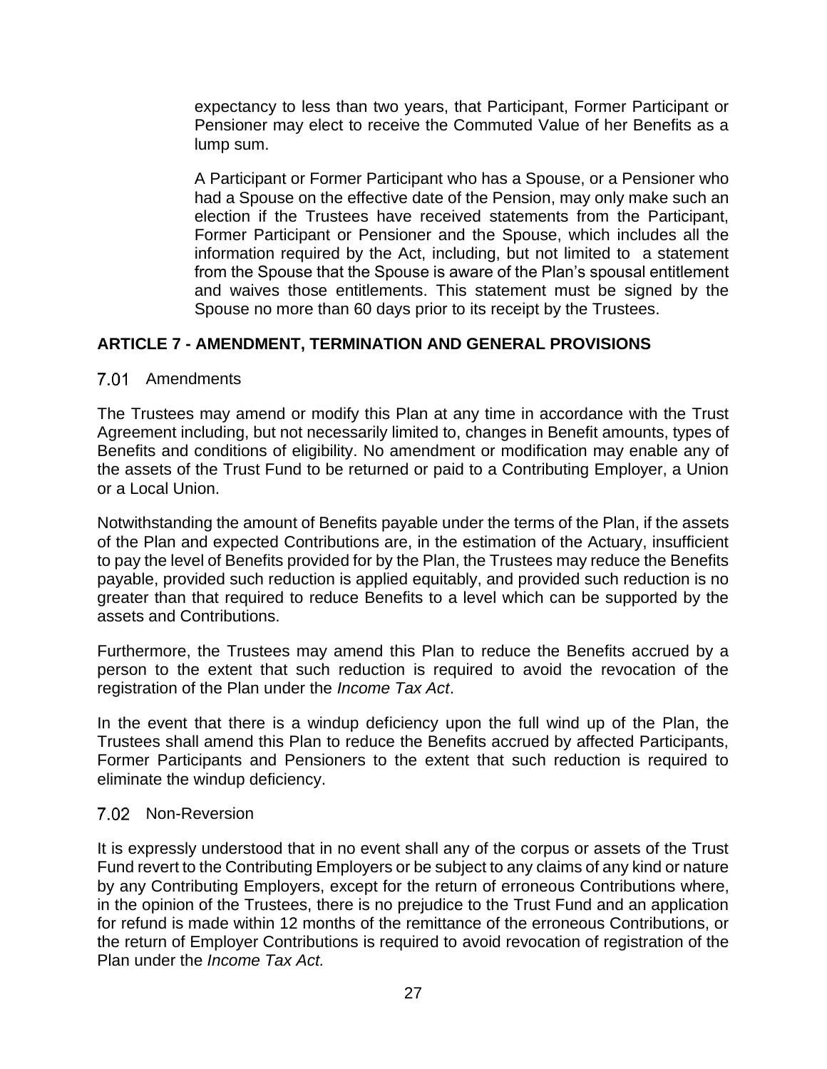expectancy to less than two years, that Participant, Former Participant or Pensioner may elect to receive the Commuted Value of her Benefits as a lump sum.

A Participant or Former Participant who has a Spouse, or a Pensioner who had a Spouse on the effective date of the Pension, may only make such an election if the Trustees have received statements from the Participant, Former Participant or Pensioner and the Spouse, which includes all the information required by the Act, including, but not limited to a statement from the Spouse that the Spouse is aware of the Plan's spousal entitlement and waives those entitlements. This statement must be signed by the Spouse no more than 60 days prior to its receipt by the Trustees.

## ARTICLE 7 - AMENDMENT, TERMINATION AND GENERAL PROVISIONS

### 7.01 Amendments

The Trustees may amend or modify this Plan at any time in accordance with the Trust Agreement including, but not necessarily limited to, changes in Benefit amounts, types of Benefits and conditions of eligibility. No amendment or modification may enable any of the assets of the Trust Fund to be returned or paid to a Contributing Employer, a Union or a Local Union.

Notwithstanding the amount of Benefits payable under the terms of the Plan, if the assets of the Plan and expected Contributions are, in the estimation of the Actuary, insufficient to pay the level of Benefits provided for by the Plan, the Trustees may reduce the Benefits payable, provided such reduction is applied equitably, and provided such reduction is no greater than that required to reduce Benefits to a level which can be supported by the assets and Contributions.

Furthermore, the Trustees may amend this Plan to reduce the Benefits accrued by a person to the extent that such reduction is required to avoid the revocation of the registration of the Plan under the *Income Tax Act*.

In the event that there is a windup deficiency upon the full wind up of the Plan, the Trustees shall amend this Plan to reduce the Benefits accrued by affected Participants, Former Participants and Pensioners to the extent that such reduction is required to eliminate the windup deficiency.

### 7.02 Non-Reversion

It is expressly understood that in no event shall any of the corpus or assets of the Trust Fund revert to the Contributing Employers or be subject to any claims of any kind or nature by any Contributing Employers, except for the return of erroneous Contributions where, in the opinion of the Trustees, there is no prejudice to the Trust Fund and an application for refund is made within 12 months of the remittance of the erroneous Contributions, or the return of Employer Contributions is required to avoid revocation of registration of the Plan under the *Income Tax Act.*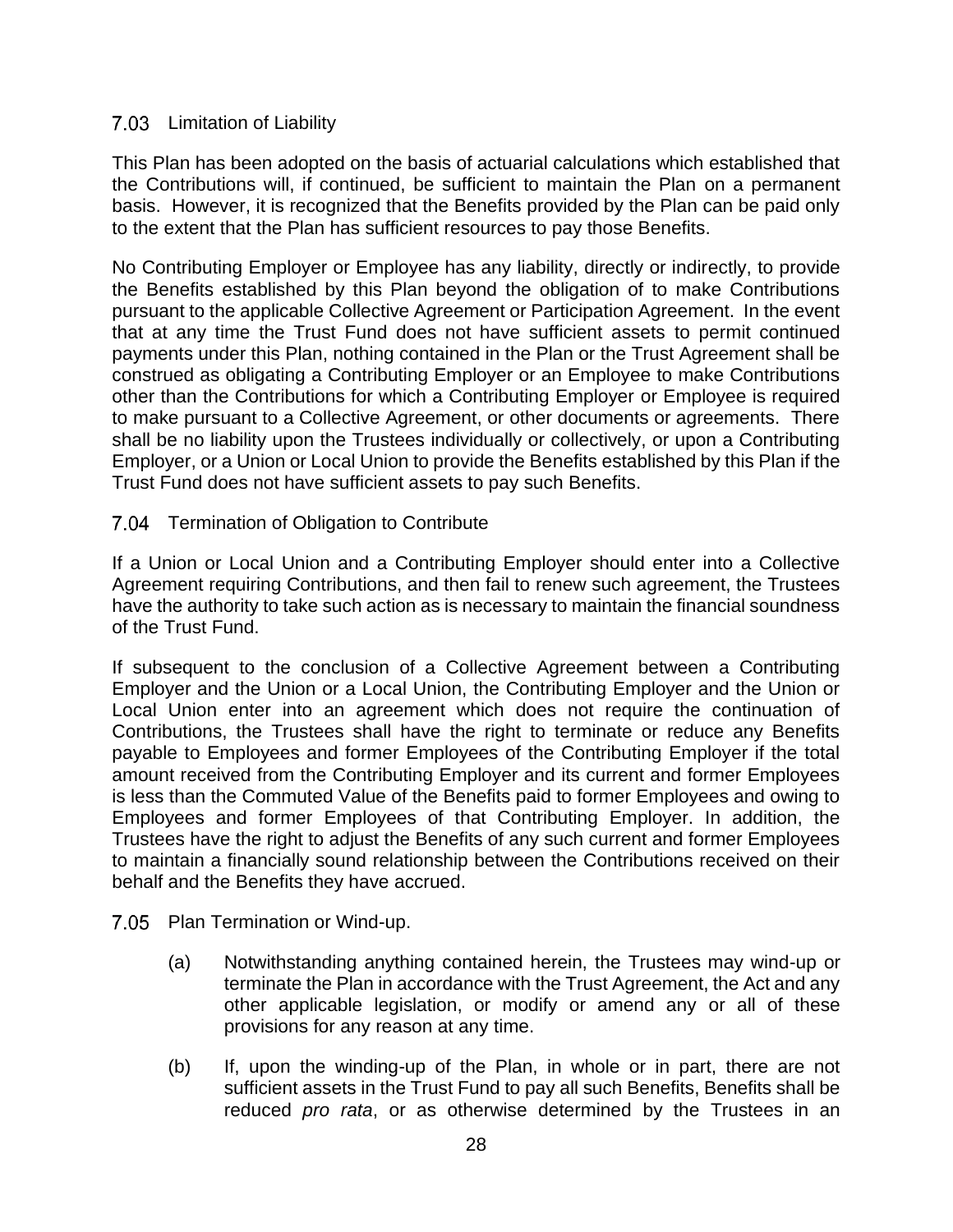## 7.03 Limitation of Liability

This Plan has been adopted on the basis of actuarial calculations which established that the Contributions will, if continued, be sufficient to maintain the Plan on a permanent basis. However, it is recognized that the Benefits provided by the Plan can be paid only to the extent that the Plan has sufficient resources to pay those Benefits.

No Contributing Employer or Employee has any liability, directly or indirectly, to provide the Benefits established by this Plan beyond the obligation of to make Contributions pursuant to the applicable Collective Agreement or Participation Agreement. In the event that at any time the Trust Fund does not have sufficient assets to permit continued payments under this Plan, nothing contained in the Plan or the Trust Agreement shall be construed as obligating a Contributing Employer or an Employee to make Contributions other than the Contributions for which a Contributing Employer or Employee is required to make pursuant to a Collective Agreement, or other documents or agreements. There shall be no liability upon the Trustees individually or collectively, or upon a Contributing Employer, or a Union or Local Union to provide the Benefits established by this Plan if the Trust Fund does not have sufficient assets to pay such Benefits.

## 7.04 Termination of Obligation to Contribute

If a Union or Local Union and a Contributing Employer should enter into a Collective Agreement requiring Contributions, and then fail to renew such agreement, the Trustees have the authority to take such action as is necessary to maintain the financial soundness of the Trust Fund.

If subsequent to the conclusion of a Collective Agreement between a Contributing Employer and the Union or a Local Union, the Contributing Employer and the Union or Local Union enter into an agreement which does not require the continuation of Contributions, the Trustees shall have the right to terminate or reduce any Benefits payable to Employees and former Employees of the Contributing Employer if the total amount received from the Contributing Employer and its current and former Employees is less than the Commuted Value of the Benefits paid to former Employees and owing to Employees and former Employees of that Contributing Employer. In addition, the Trustees have the right to adjust the Benefits of any such current and former Employees to maintain a financially sound relationship between the Contributions received on their behalf and the Benefits they have accrued.

## 7.05 Plan Termination or Wind-up.

(a) Notwithstanding anything contained herein, the Trustees may wind-up or terminate the Plan in accordance with the Trust Agreement, the Act and any other applicable legislation, or modify or amend any or all of these provisions for any reason at any time.

(b) If, upon the winding-up of the Plan, in whole or in part, there are not sufficient assets in the Trust Fund to pay all such Benefits, Benefits shall be reduced *pro rata*, or as otherwise determined by the Trustees in an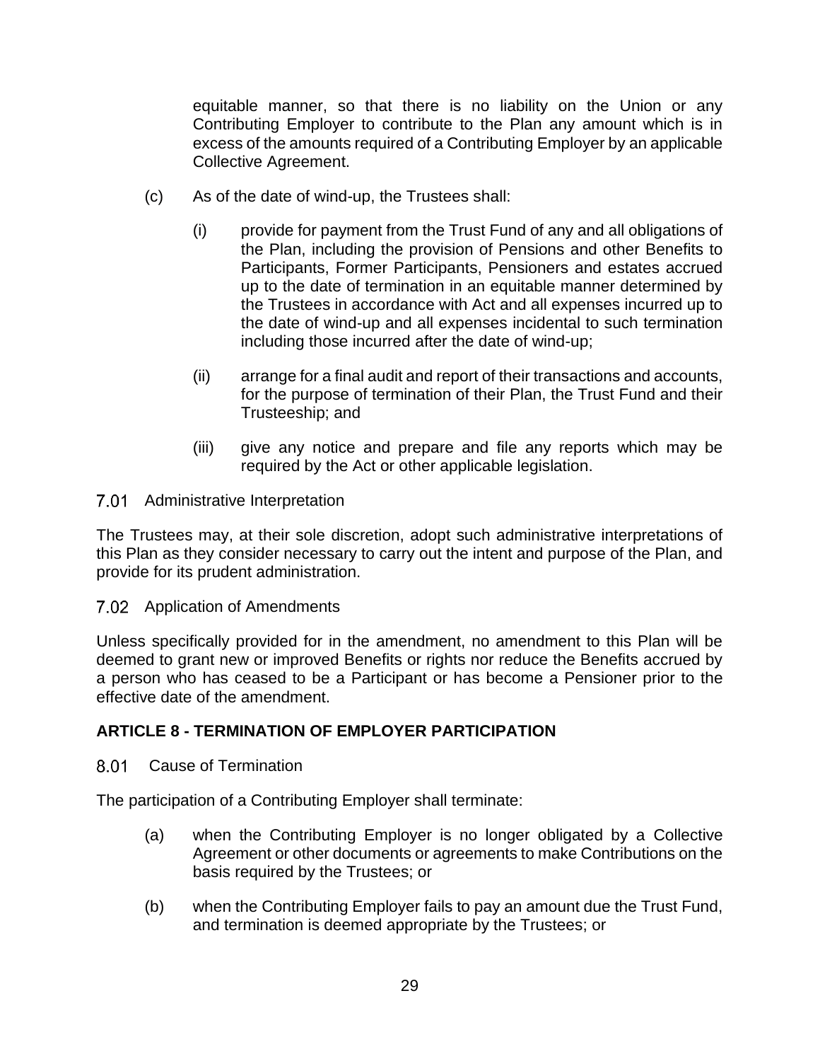equitable manner, so that there is no liability on the Union or any Contributing Employer to contribute to the Plan any amount which is in excess of the amounts required of a Contributing Employer by an applicable Collective Agreement.

(c) As of the date of wind-up, the Trustees shall:

(i) provide for payment from the Trust Fund of any and all obligations of the Plan, including the provision of Pensions and other Benefits to Participants, Former Participants, Pensioners and estates accrued up to the date of termination in an equitable manner determined by the Trustees in accordance with Act and all expenses incurred up to the date of wind-up and all expenses incidental to such termination including those incurred after the date of wind-up;

(ii) arrange for a final audit and report of their transactions and accounts, for the purpose of termination of their Plan, the Trust Fund and their Trusteeship; and

(iii) give any notice and prepare and file any reports which may be required by the Act or other applicable legislation.

7.01 Administrative Interpretation

The Trustees may, at their sole discretion, adopt such administrative interpretations of this Plan as they consider necessary to carry out the intent and purpose of the Plan, and provide for its prudent administration.

7.02 Application of Amendments

Unless specifically provided for in the amendment, no amendment to this Plan will be deemed to grant new or improved Benefits or rights nor reduce the Benefits accrued by a person who has ceased to be a Participant or has become a Pensioner prior to the effective date of the amendment.

## ARTICLE 8 - TERMINATION OF EMPLOYER PARTICIPATION

8.01 Cause of Termination

The participation of a Contributing Employer shall terminate:

(a) when the Contributing Employer is no longer obligated by a Collective Agreement or other documents or agreements to make Contributions on the basis required by the Trustees; or

(b) when the Contributing Employer fails to pay an amount due the Trust Fund, and termination is deemed appropriate by the Trustees; or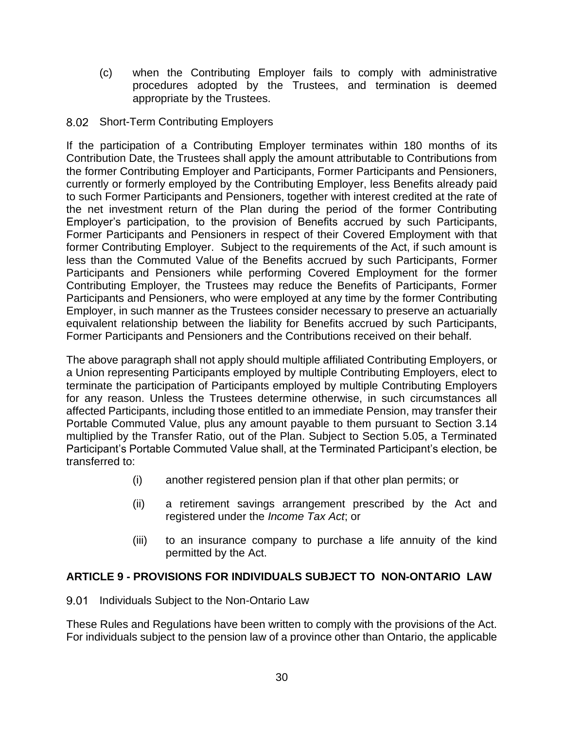(c) when the Contributing Employer fails to comply with administrative procedures adopted by the Trustees, and termination is deemed appropriate by the Trustees.

### 8.02 Short-Term Contributing Employers

If the participation of a Contributing Employer terminates within 180 months of its Contribution Date, the Trustees shall apply the amount attributable to Contributions from the former Contributing Employer and Participants, Former Participants and Pensioners, currently or formerly employed by the Contributing Employer, less Benefits already paid to such Former Participants and Pensioners, together with interest credited at the rate of the net investment return of the Plan during the period of the former Contributing Employer's participation, to the provision of Benefits accrued by such Participants, Former Participants and Pensioners in respect of their Covered Employment with that former Contributing Employer. Subject to the requirements of the Act, if such amount is less than the Commuted Value of the Benefits accrued by such Participants, Former Participants and Pensioners while performing Covered Employment for the former Contributing Employer, the Trustees may reduce the Benefits of Participants, Former Participants and Pensioners, who were employed at any time by the former Contributing Employer, in such manner as the Trustees consider necessary to preserve an actuarially equivalent relationship between the liability for Benefits accrued by such Participants, Former Participants and Pensioners and the Contributions received on their behalf.

The above paragraph shall not apply should multiple affiliated Contributing Employers, or a Union representing Participants employed by multiple Contributing Employers, elect to terminate the participation of Participants employed by multiple Contributing Employers for any reason. Unless the Trustees determine otherwise, in such circumstances all affected Participants, including those entitled to an immediate Pension, may transfer their Portable Commuted Value, plus any amount payable to them pursuant to Section 3.14 multiplied by the Transfer Ratio, out of the Plan. Subject to Section 5.05, a Terminated Participant's Portable Commuted Value shall, at the Terminated Participant's election, be transferred to:

(i) another registered pension plan if that other plan permits; or

(ii) a retirement savings arrangement prescribed by the Act and registered under the *Income Tax Act*; or

(iii) to an insurance company to purchase a life annuity of the kind permitted by the Act.

## ARTICLE 9 - PROVISIONS FOR INDIVIDUALS SUBJECT TO NON-ONTARIO LAW

### 9.01 Individuals Subject to the Non-Ontario Law

These Rules and Regulations have been written to comply with the provisions of the Act. For individuals subject to the pension law of a province other than Ontario, the applicable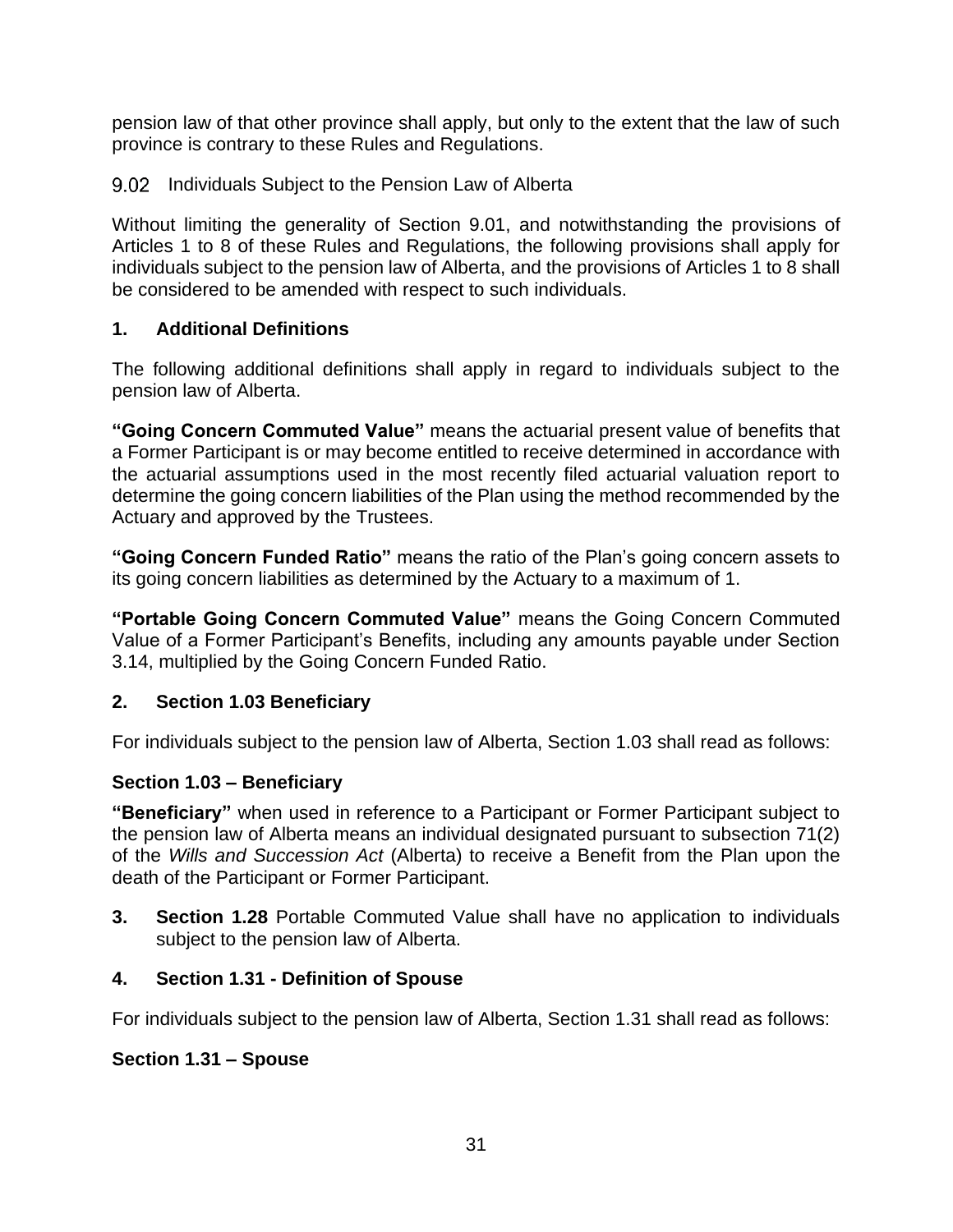pension law of that other province shall apply, but only to the extent that the law of such province is contrary to these Rules and Regulations.

### 9.02 Individuals Subject to the Pension Law of Alberta

Without limiting the generality of Section 9.01, and notwithstanding the provisions of Articles 1 to 8 of these Rules and Regulations, the following provisions shall apply for individuals subject to the pension law of Alberta, and the provisions of Articles 1 to 8 shall be considered to be amended with respect to such individuals.

**1. Additional Definitions**

The following additional definitions shall apply in regard to individuals subject to the pension law of Alberta.

**"Going Concern Commuted Value"** means the actuarial present value of benefits that a Former Participant is or may become entitled to receive determined in accordance with the actuarial assumptions used in the most recently filed actuarial valuation report to determine the going concern liabilities of the Plan using the method recommended by the Actuary and approved by the Trustees.

**"Going Concern Funded Ratio"** means the ratio of the Plan's going concern assets to its going concern liabilities as determined by the Actuary to a maximum of 1.

**"Portable Going Concern Commuted Value"** means the Going Concern Commuted Value of a Former Participant's Benefits, including any amounts payable under Section 3.14, multiplied by the Going Concern Funded Ratio.

**2. Section 1.03 Beneficiary**

For individuals subject to the pension law of Alberta, Section 1.03 shall read as follows:

**Section 1.03 – Beneficiary**

**"Beneficiary"** when used in reference to a Participant or Former Participant subject to the pension law of Alberta means an individual designated pursuant to subsection 71(2) of the *Wills and Succession Act* (Alberta) to receive a Benefit from the Plan upon the death of the Participant or Former Participant.

**3. Section 1.28** Portable Commuted Value shall have no application to individuals subject to the pension law of Alberta.

**4. Section 1.31 - Definition of Spouse**

For individuals subject to the pension law of Alberta, Section 1.31 shall read as follows:

**Section 1.31 – Spouse**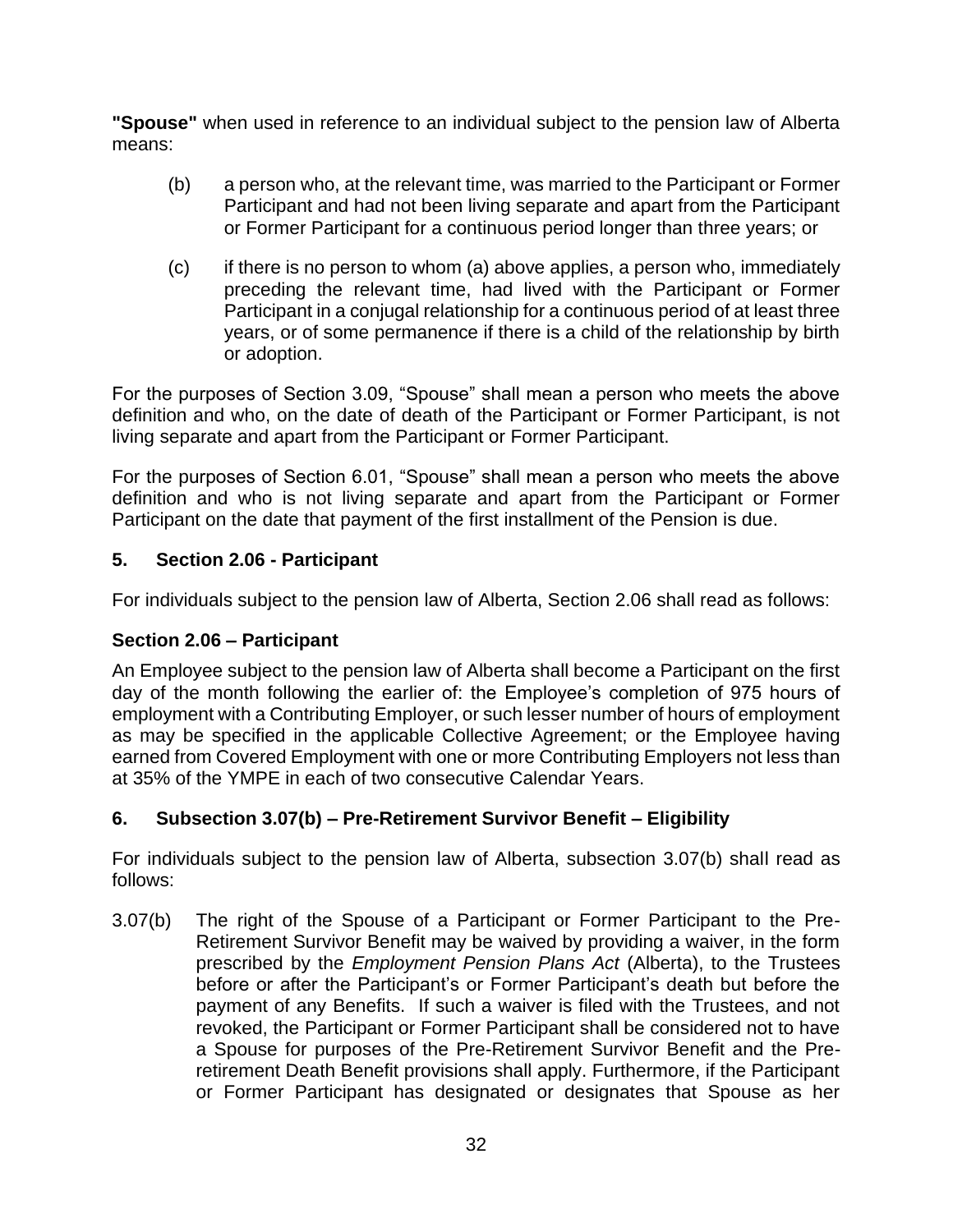**"Spouse"** when used in reference to an individual subject to the pension law of Alberta means:

(b) a person who, at the relevant time, was married to the Participant or Former Participant and had not been living separate and apart from the Participant or Former Participant for a continuous period longer than three years; or

(c) if there is no person to whom (a) above applies, a person who, immediately preceding the relevant time, had lived with the Participant or Former Participant in a conjugal relationship for a continuous period of at least three years, or of some permanence if there is a child of the relationship by birth or adoption.

For the purposes of Section 3.09, "Spouse" shall mean a person who meets the above definition and who, on the date of death of the Participant or Former Participant, is not living separate and apart from the Participant or Former Participant.

For the purposes of Section 6.01, "Spouse" shall mean a person who meets the above definition and who is not living separate and apart from the Participant or Former Participant on the date that payment of the first installment of the Pension is due.

## 5. Section 2.06 - Participant

For individuals subject to the pension law of Alberta, Section 2.06 shall read as follows:

### Section 2.06 – Participant

An Employee subject to the pension law of Alberta shall become a Participant on the first day of the month following the earlier of: the Employee's completion of 975 hours of employment with a Contributing Employer, or such lesser number of hours of employment as may be specified in the applicable Collective Agreement; or the Employee having earned from Covered Employment with one or more Contributing Employers not less than at 35% of the YMPE in each of two consecutive Calendar Years.

## 6. Subsection 3.07(b) – Pre-Retirement Survivor Benefit – Eligibility

For individuals subject to the pension law of Alberta, subsection 3.07(b) shall read as follows:

3.07(b) The right of the Spouse of a Participant or Former Participant to the Pre-Retirement Survivor Benefit may be waived by providing a waiver, in the form prescribed by the *Employment Pension Plans Act* (Alberta), to the Trustees before or after the Participant's or Former Participant's death but before the payment of any Benefits. If such a waiver is filed with the Trustees, and not revoked, the Participant or Former Participant shall be considered not to have a Spouse for purposes of the Pre-Retirement Survivor Benefit and the Pre-retirement Death Benefit provisions shall apply. Furthermore, if the Participant or Former Participant has designated or designates that Spouse as her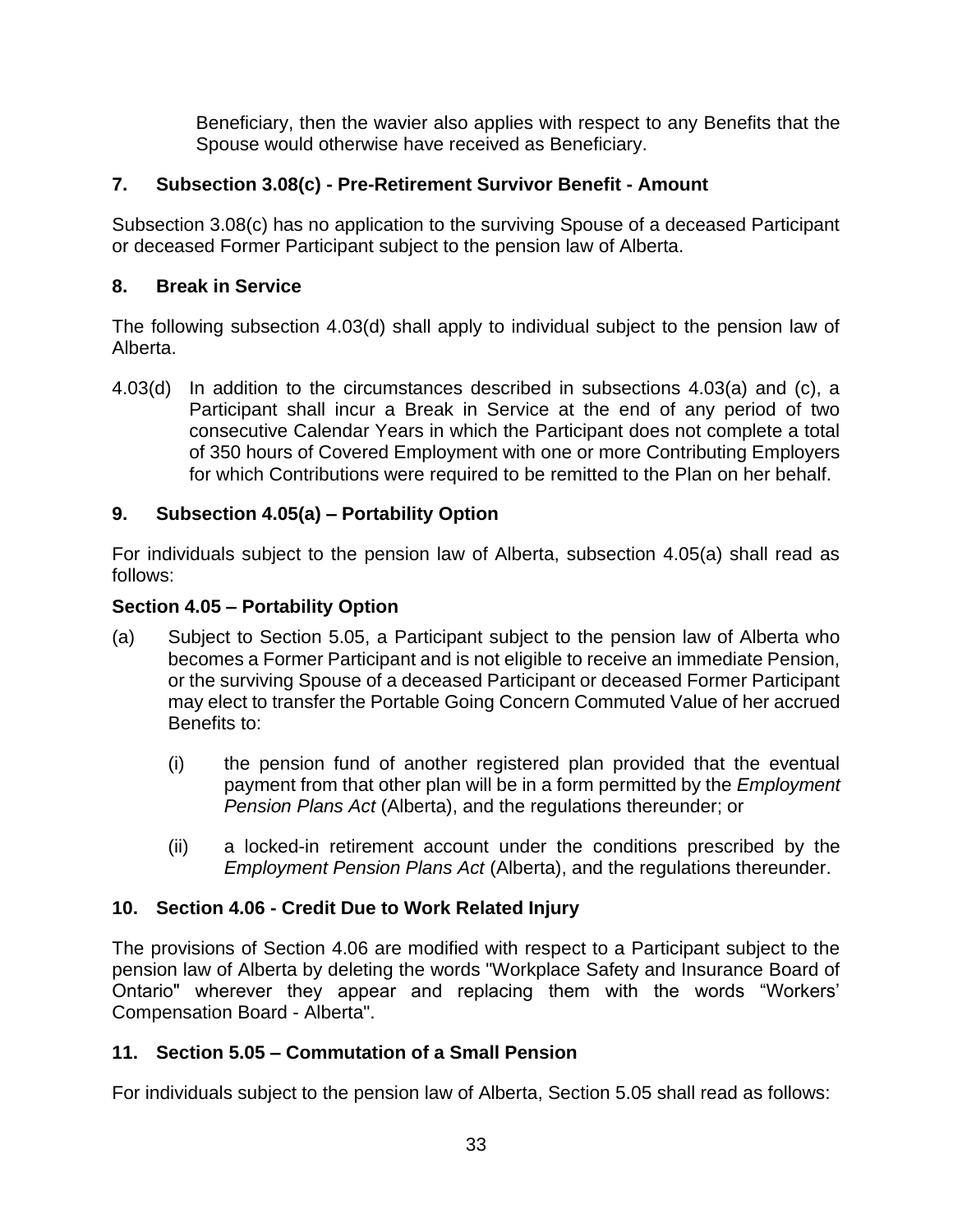Beneficiary, then the wavier also applies with respect to any Benefits that the Spouse would otherwise have received as Beneficiary.

### 7. Subsection 3.08(c) - Pre-Retirement Survivor Benefit - Amount

Subsection 3.08(c) has no application to the surviving Spouse of a deceased Participant or deceased Former Participant subject to the pension law of Alberta.

### 8. Break in Service

The following subsection 4.03(d) shall apply to individual subject to the pension law of Alberta.

4.03(d) In addition to the circumstances described in subsections 4.03(a) and (c), a Participant shall incur a Break in Service at the end of any period of two consecutive Calendar Years in which the Participant does not complete a total of 350 hours of Covered Employment with one or more Contributing Employers for which Contributions were required to be remitted to the Plan on her behalf.

### 9. Subsection 4.05(a) – Portability Option

For individuals subject to the pension law of Alberta, subsection 4.05(a) shall read as follows:

**Section 4.05 – Portability Option**

(a) Subject to Section 5.05, a Participant subject to the pension law of Alberta who becomes a Former Participant and is not eligible to receive an immediate Pension, or the surviving Spouse of a deceased Participant or deceased Former Participant may elect to transfer the Portable Going Concern Commuted Value of her accrued Benefits to:

   (i) the pension fund of another registered plan provided that the eventual payment from that other plan will be in a form permitted by the *Employment Pension Plans Act* (Alberta), and the regulations thereunder; or

   (ii) a locked-in retirement account under the conditions prescribed by the *Employment Pension Plans Act* (Alberta), and the regulations thereunder.

### 10. Section 4.06 - Credit Due to Work Related Injury

The provisions of Section 4.06 are modified with respect to a Participant subject to the pension law of Alberta by deleting the words "Workplace Safety and Insurance Board of Ontario" wherever they appear and replacing them with the words “Workers’ Compensation Board - Alberta".

### 11. Section 5.05 – Commutation of a Small Pension

For individuals subject to the pension law of Alberta, Section 5.05 shall read as follows: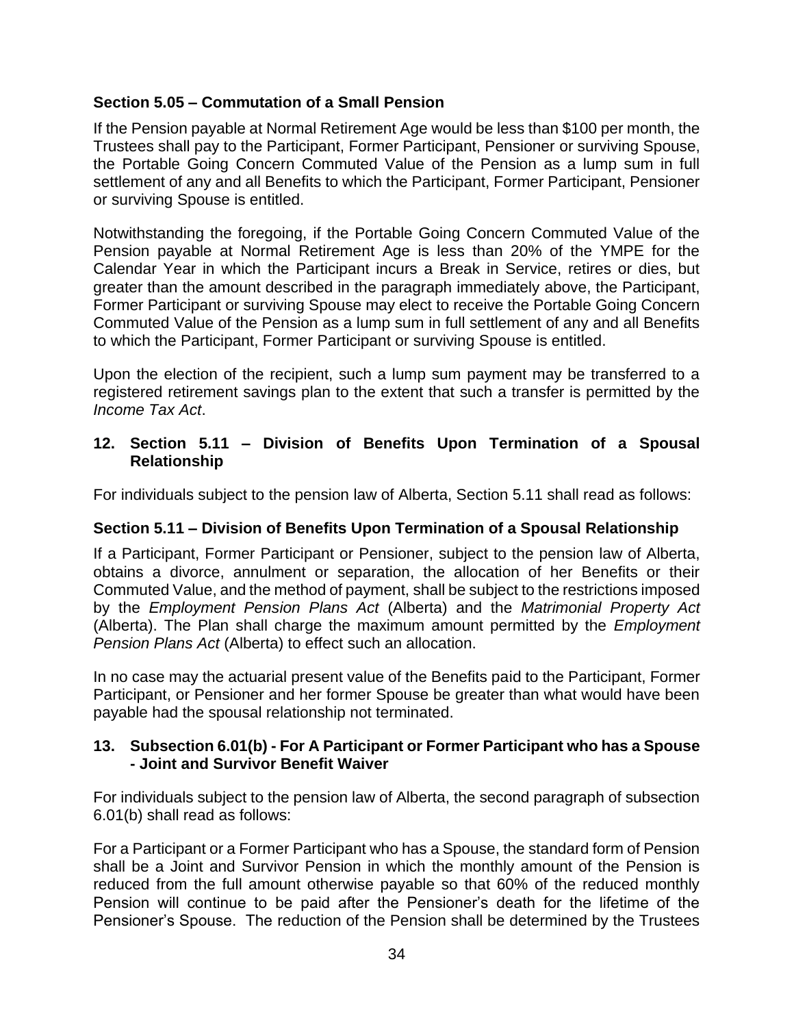### Section 5.05 – Commutation of a Small Pension

If the Pension payable at Normal Retirement Age would be less than $100 per month, the Trustees shall pay to the Participant, Former Participant, Pensioner or surviving Spouse, the Portable Going Concern Commuted Value of the Pension as a lump sum in full settlement of any and all Benefits to which the Participant, Former Participant, Pensioner or surviving Spouse is entitled.

Notwithstanding the foregoing, if the Portable Going Concern Commuted Value of the Pension payable at Normal Retirement Age is less than 20% of the YMPE for the Calendar Year in which the Participant incurs a Break in Service, retires or dies, but greater than the amount described in the paragraph immediately above, the Participant, Former Participant or surviving Spouse may elect to receive the Portable Going Concern Commuted Value of the Pension as a lump sum in full settlement of any and all Benefits to which the Participant, Former Participant or surviving Spouse is entitled.

Upon the election of the recipient, such a lump sum payment may be transferred to a registered retirement savings plan to the extent that such a transfer is permitted by the *Income Tax Act*.

## 12. Section 5.11 – Division of Benefits Upon Termination of a Spousal Relationship

For individuals subject to the pension law of Alberta, Section 5.11 shall read as follows:

### Section 5.11 – Division of Benefits Upon Termination of a Spousal Relationship

If a Participant, Former Participant or Pensioner, subject to the pension law of Alberta, obtains a divorce, annulment or separation, the allocation of her Benefits or their Commuted Value, and the method of payment, shall be subject to the restrictions imposed by the *Employment Pension Plans Act* (Alberta) and the *Matrimonial Property Act* (Alberta). The Plan shall charge the maximum amount permitted by the *Employment Pension Plans Act* (Alberta) to effect such an allocation.

In no case may the actuarial present value of the Benefits paid to the Participant, Former Participant, or Pensioner and her former Spouse be greater than what would have been payable had the spousal relationship not terminated.

## 13. Subsection 6.01(b) - For A Participant or Former Participant who has a Spouse - Joint and Survivor Benefit Waiver

For individuals subject to the pension law of Alberta, the second paragraph of subsection 6.01(b) shall read as follows:

For a Participant or a Former Participant who has a Spouse, the standard form of Pension shall be a Joint and Survivor Pension in which the monthly amount of the Pension is reduced from the full amount otherwise payable so that 60% of the reduced monthly Pension will continue to be paid after the Pensioner's death for the lifetime of the Pensioner's Spouse. The reduction of the Pension shall be determined by the Trustees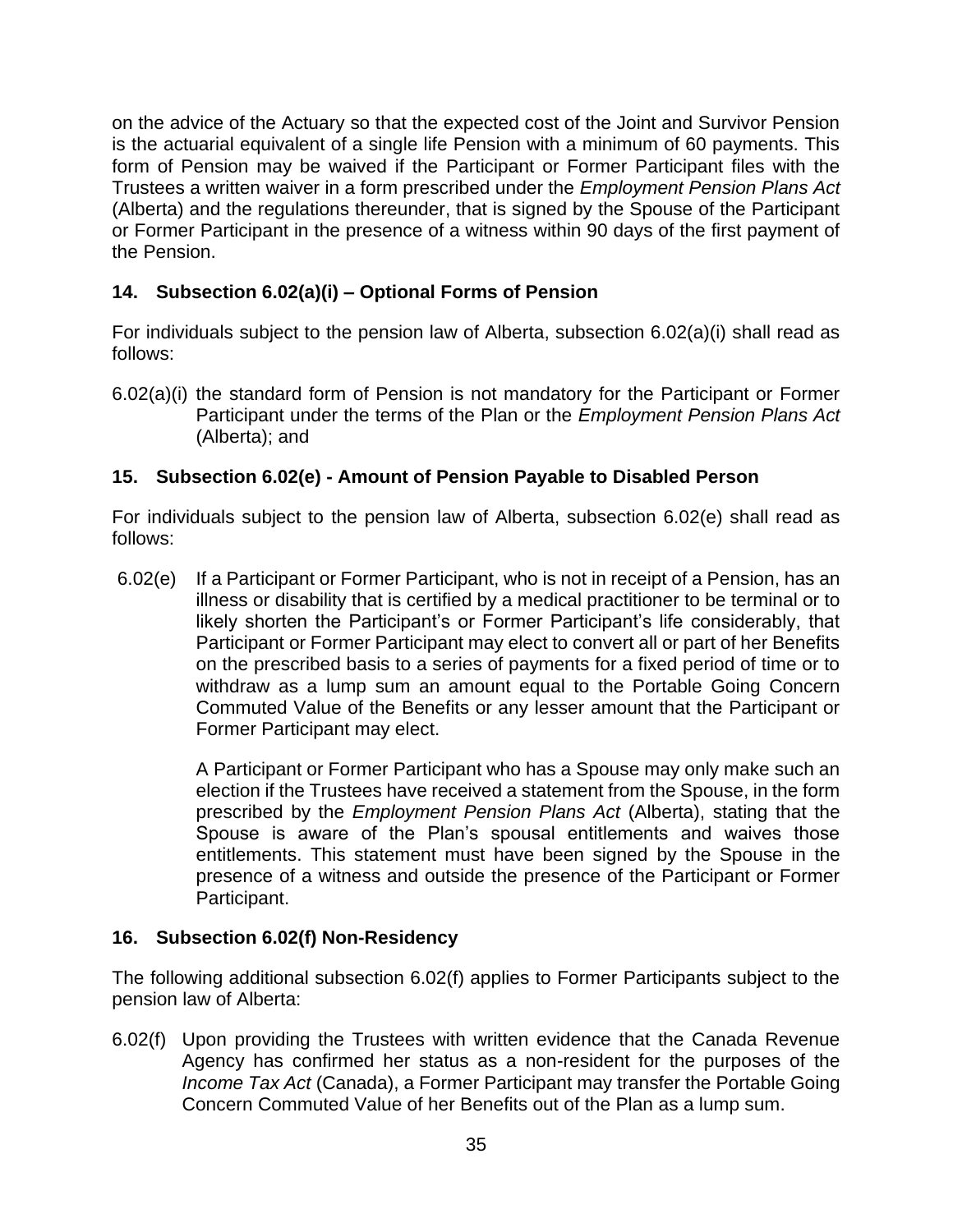on the advice of the Actuary so that the expected cost of the Joint and Survivor Pension is the actuarial equivalent of a single life Pension with a minimum of 60 payments. This form of Pension may be waived if the Participant or Former Participant files with the Trustees a written waiver in a form prescribed under the *Employment Pension Plans Act* (Alberta) and the regulations thereunder, that is signed by the Spouse of the Participant or Former Participant in the presence of a witness within 90 days of the first payment of the Pension.

### 14. Subsection 6.02(a)(i) – Optional Forms of Pension

For individuals subject to the pension law of Alberta, subsection 6.02(a)(i) shall read as follows:

6.02(a)(i) the standard form of Pension is not mandatory for the Participant or Former Participant under the terms of the Plan or the *Employment Pension Plans Act* (Alberta); and

### 15. Subsection 6.02(e) - Amount of Pension Payable to Disabled Person

For individuals subject to the pension law of Alberta, subsection 6.02(e) shall read as follows:

6.02(e) If a Participant or Former Participant, who is not in receipt of a Pension, has an illness or disability that is certified by a medical practitioner to be terminal or to likely shorten the Participant's or Former Participant's life considerably, that Participant or Former Participant may elect to convert all or part of her Benefits on the prescribed basis to a series of payments for a fixed period of time or to withdraw as a lump sum an amount equal to the Portable Going Concern Commuted Value of the Benefits or any lesser amount that the Participant or Former Participant may elect.

A Participant or Former Participant who has a Spouse may only make such an election if the Trustees have received a statement from the Spouse, in the form prescribed by the *Employment Pension Plans Act* (Alberta), stating that the Spouse is aware of the Plan's spousal entitlements and waives those entitlements. This statement must have been signed by the Spouse in the presence of a witness and outside the presence of the Participant or Former Participant.

### 16. Subsection 6.02(f) Non-Residency

The following additional subsection 6.02(f) applies to Former Participants subject to the pension law of Alberta:

6.02(f) Upon providing the Trustees with written evidence that the Canada Revenue Agency has confirmed her status as a non-resident for the purposes of the *Income Tax Act* (Canada), a Former Participant may transfer the Portable Going Concern Commuted Value of her Benefits out of the Plan as a lump sum.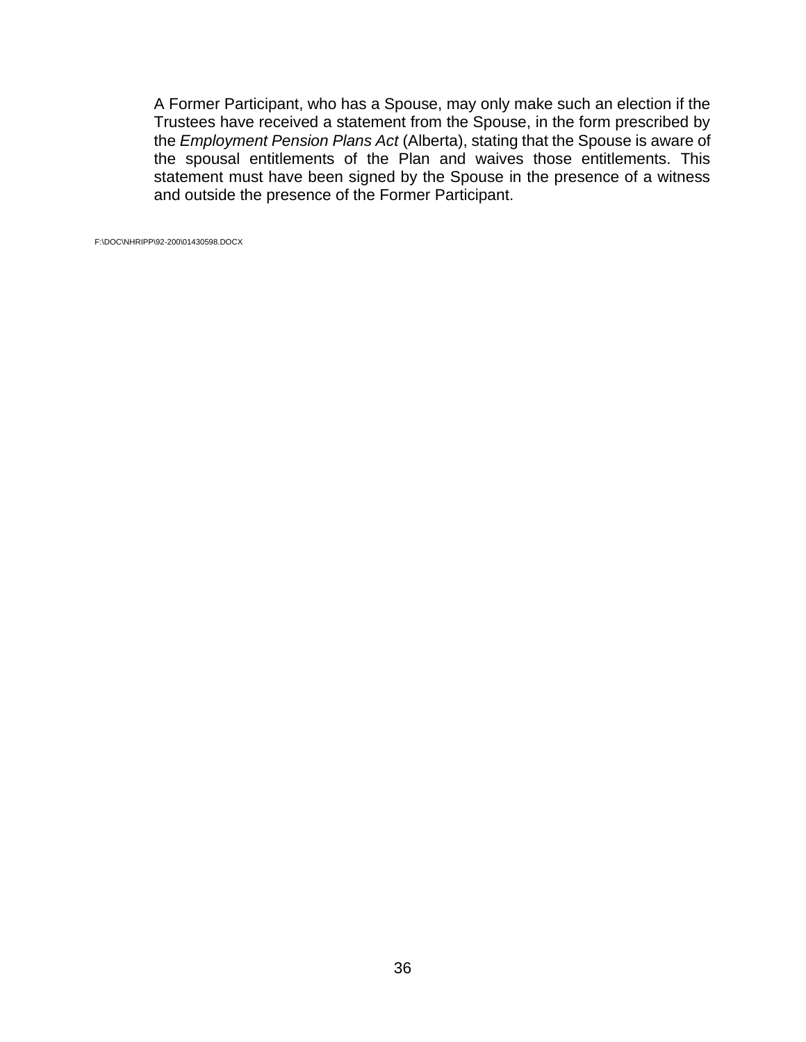A Former Participant, who has a Spouse, may only make such an election if the Trustees have received a statement from the Spouse, in the form prescribed by the *Employment Pension Plans Act* (Alberta), stating that the Spouse is aware of the spousal entitlements of the Plan and waives those entitlements. This statement must have been signed by the Spouse in the presence of a witness and outside the presence of the Former Participant.

F:\DOC\NHRIPP\92-200\01430598.DOCX